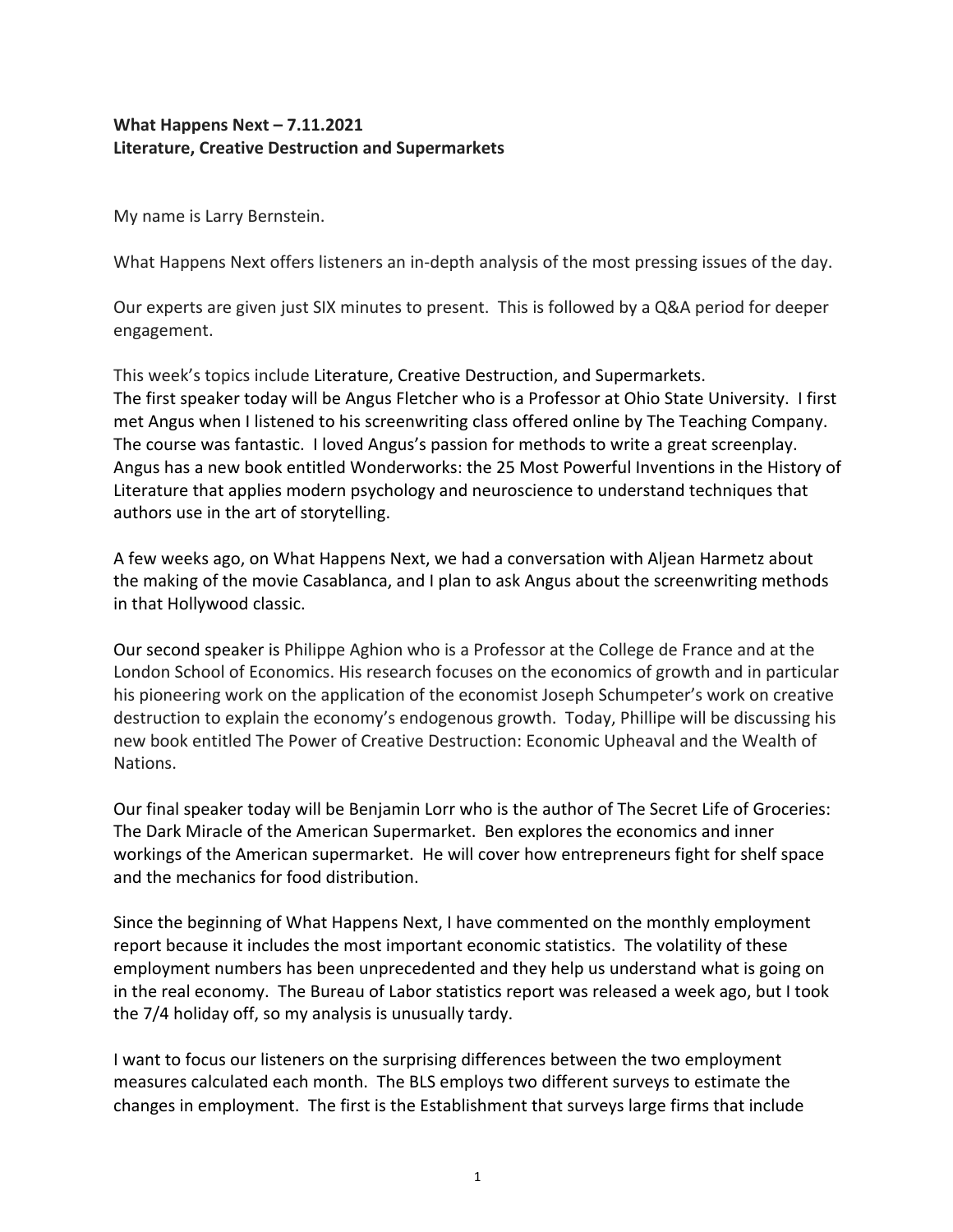**What Happens Next – 7.11.2021**
**Literature, Creative Destruction and Supermarkets**

My name is Larry Bernstein.

What Happens Next offers listeners an in-depth analysis of the most pressing issues of the day.

Our experts are given just SIX minutes to present. This is followed by a Q&A period for deeper engagement.

This week's topics include Literature, Creative Destruction, and Supermarkets.
The first speaker today will be Angus Fletcher who is a Professor at Ohio State University. I first met Angus when I listened to his screenwriting class offered online by The Teaching Company. The course was fantastic. I loved Angus's passion for methods to write a great screenplay. Angus has a new book entitled Wonderworks: the 25 Most Powerful Inventions in the History of Literature that applies modern psychology and neuroscience to understand techniques that authors use in the art of storytelling.

A few weeks ago, on What Happens Next, we had a conversation with Aljean Harmetz about the making of the movie Casablanca, and I plan to ask Angus about the screenwriting methods in that Hollywood classic.

Our second speaker is Philippe Aghion who is a Professor at the College de France and at the London School of Economics. His research focuses on the economics of growth and in particular his pioneering work on the application of the economist Joseph Schumpeter's work on creative destruction to explain the economy's endogenous growth. Today, Phillipe will be discussing his new book entitled The Power of Creative Destruction: Economic Upheaval and the Wealth of Nations.

Our final speaker today will be Benjamin Lorr who is the author of The Secret Life of Groceries: The Dark Miracle of the American Supermarket. Ben explores the economics and inner workings of the American supermarket. He will cover how entrepreneurs fight for shelf space and the mechanics for food distribution.

Since the beginning of What Happens Next, I have commented on the monthly employment report because it includes the most important economic statistics. The volatility of these employment numbers has been unprecedented and they help us understand what is going on in the real economy. The Bureau of Labor statistics report was released a week ago, but I took the 7/4 holiday off, so my analysis is unusually tardy.

I want to focus our listeners on the surprising differences between the two employment measures calculated each month. The BLS employs two different surveys to estimate the changes in employment. The first is the Establishment that surveys large firms that include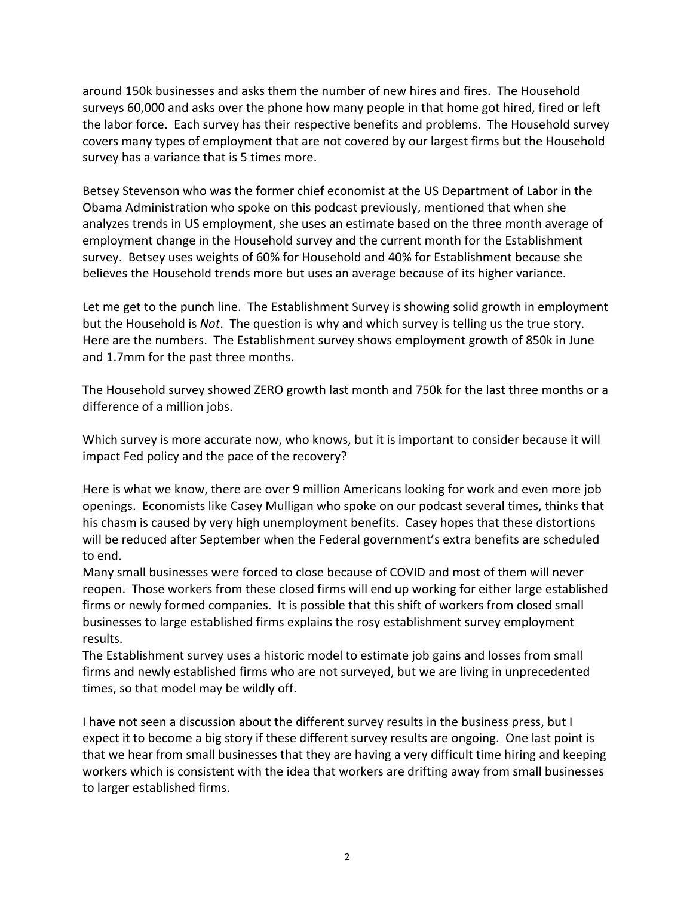around 150k businesses and asks them the number of new hires and fires. The Household surveys 60,000 and asks over the phone how many people in that home got hired, fired or left the labor force. Each survey has their respective benefits and problems. The Household survey covers many types of employment that are not covered by our largest firms but the Household survey has a variance that is 5 times more.

Betsey Stevenson who was the former chief economist at the US Department of Labor in the Obama Administration who spoke on this podcast previously, mentioned that when she analyzes trends in US employment, she uses an estimate based on the three month average of employment change in the Household survey and the current month for the Establishment survey. Betsey uses weights of 60% for Household and 40% for Establishment because she believes the Household trends more but uses an average because of its higher variance.

Let me get to the punch line. The Establishment Survey is showing solid growth in employment but the Household is *Not*. The question is why and which survey is telling us the true story. Here are the numbers. The Establishment survey shows employment growth of 850k in June and 1.7mm for the past three months.

The Household survey showed ZERO growth last month and 750k for the last three months or a difference of a million jobs.

Which survey is more accurate now, who knows, but it is important to consider because it will impact Fed policy and the pace of the recovery?

Here is what we know, there are over 9 million Americans looking for work and even more job openings. Economists like Casey Mulligan who spoke on our podcast several times, thinks that his chasm is caused by very high unemployment benefits. Casey hopes that these distortions will be reduced after September when the Federal government's extra benefits are scheduled to end.

Many small businesses were forced to close because of COVID and most of them will never reopen. Those workers from these closed firms will end up working for either large established firms or newly formed companies. It is possible that this shift of workers from closed small businesses to large established firms explains the rosy establishment survey employment results.

The Establishment survey uses a historic model to estimate job gains and losses from small firms and newly established firms who are not surveyed, but we are living in unprecedented times, so that model may be wildly off.

I have not seen a discussion about the different survey results in the business press, but I expect it to become a big story if these different survey results are ongoing. One last point is that we hear from small businesses that they are having a very difficult time hiring and keeping workers which is consistent with the idea that workers are drifting away from small businesses to larger established firms.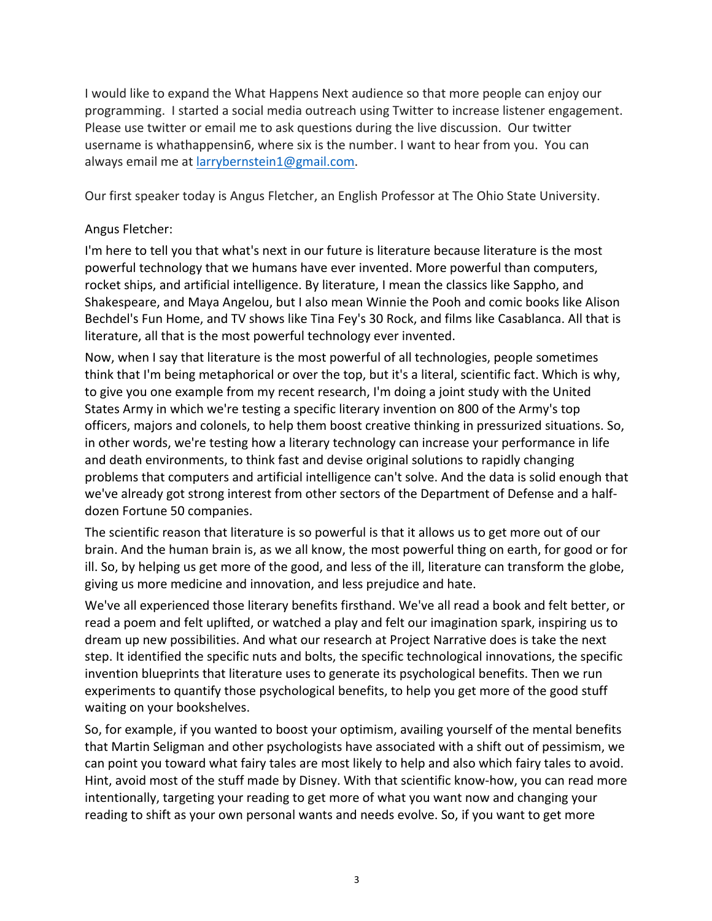I would like to expand the What Happens Next audience so that more people can enjoy our programming. I started a social media outreach using Twitter to increase listener engagement. Please use twitter or email me to ask questions during the live discussion. Our twitter username is whathappensin6, where six is the number. I want to hear from you. You can always email me at [larrybernstein1@gmail.com](mailto:larrybernstein1@gmail.com).

Our first speaker today is Angus Fletcher, an English Professor at The Ohio State University.

Angus Fletcher:

I'm here to tell you that what's next in our future is literature because literature is the most powerful technology that we humans have ever invented. More powerful than computers, rocket ships, and artificial intelligence. By literature, I mean the classics like Sappho, and Shakespeare, and Maya Angelou, but I also mean Winnie the Pooh and comic books like Alison Bechdel's Fun Home, and TV shows like Tina Fey's 30 Rock, and films like Casablanca. All that is literature, all that is the most powerful technology ever invented.

Now, when I say that literature is the most powerful of all technologies, people sometimes think that I'm being metaphorical or over the top, but it's a literal, scientific fact. Which is why, to give you one example from my recent research, I'm doing a joint study with the United States Army in which we're testing a specific literary invention on 800 of the Army's top officers, majors and colonels, to help them boost creative thinking in pressurized situations. So, in other words, we're testing how a literary technology can increase your performance in life and death environments, to think fast and devise original solutions to rapidly changing problems that computers and artificial intelligence can't solve. And the data is solid enough that we've already got strong interest from other sectors of the Department of Defense and a half-dozen Fortune 50 companies.

The scientific reason that literature is so powerful is that it allows us to get more out of our brain. And the human brain is, as we all know, the most powerful thing on earth, for good or for ill. So, by helping us get more of the good, and less of the ill, literature can transform the globe, giving us more medicine and innovation, and less prejudice and hate.

We've all experienced those literary benefits firsthand. We've all read a book and felt better, or read a poem and felt uplifted, or watched a play and felt our imagination spark, inspiring us to dream up new possibilities. And what our research at Project Narrative does is take the next step. It identified the specific nuts and bolts, the specific technological innovations, the specific invention blueprints that literature uses to generate its psychological benefits. Then we run experiments to quantify those psychological benefits, to help you get more of the good stuff waiting on your bookshelves.

So, for example, if you wanted to boost your optimism, availing yourself of the mental benefits that Martin Seligman and other psychologists have associated with a shift out of pessimism, we can point you toward what fairy tales are most likely to help and also which fairy tales to avoid. Hint, avoid most of the stuff made by Disney. With that scientific know-how, you can read more intentionally, targeting your reading to get more of what you want now and changing your reading to shift as your own personal wants and needs evolve. So, if you want to get more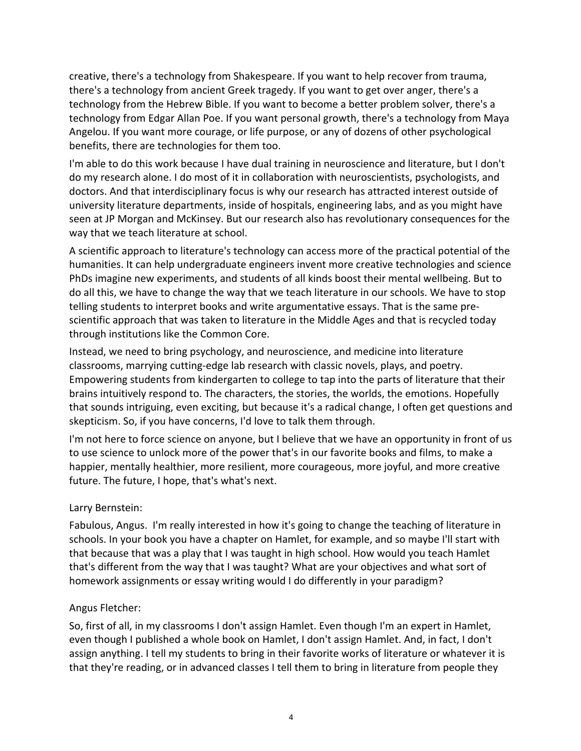creative, there's a technology from Shakespeare. If you want to help recover from trauma, there's a technology from ancient Greek tragedy. If you want to get over anger, there's a technology from the Hebrew Bible. If you want to become a better problem solver, there's a technology from Edgar Allan Poe. If you want personal growth, there's a technology from Maya Angelou. If you want more courage, or life purpose, or any of dozens of other psychological benefits, there are technologies for them too.

I'm able to do this work because I have dual training in neuroscience and literature, but I don't do my research alone. I do most of it in collaboration with neuroscientists, psychologists, and doctors. And that interdisciplinary focus is why our research has attracted interest outside of university literature departments, inside of hospitals, engineering labs, and as you might have seen at JP Morgan and McKinsey. But our research also has revolutionary consequences for the way that we teach literature at school.

A scientific approach to literature's technology can access more of the practical potential of the humanities. It can help undergraduate engineers invent more creative technologies and science PhDs imagine new experiments, and students of all kinds boost their mental wellbeing. But to do all this, we have to change the way that we teach literature in our schools. We have to stop telling students to interpret books and write argumentative essays. That is the same pre-scientific approach that was taken to literature in the Middle Ages and that is recycled today through institutions like the Common Core.

Instead, we need to bring psychology, and neuroscience, and medicine into literature classrooms, marrying cutting-edge lab research with classic novels, plays, and poetry. Empowering students from kindergarten to college to tap into the parts of literature that their brains intuitively respond to. The characters, the stories, the worlds, the emotions. Hopefully that sounds intriguing, even exciting, but because it's a radical change, I often get questions and skepticism. So, if you have concerns, I'd love to talk them through.

I'm not here to force science on anyone, but I believe that we have an opportunity in front of us to use science to unlock more of the power that's in our favorite books and films, to make a happier, mentally healthier, more resilient, more courageous, more joyful, and more creative future. The future, I hope, that's what's next.

Larry Bernstein:

Fabulous, Angus. I'm really interested in how it's going to change the teaching of literature in schools. In your book you have a chapter on Hamlet, for example, and so maybe I'll start with that because that was a play that I was taught in high school. How would you teach Hamlet that's different from the way that I was taught? What are your objectives and what sort of homework assignments or essay writing would I do differently in your paradigm?

Angus Fletcher:

So, first of all, in my classrooms I don't assign Hamlet. Even though I'm an expert in Hamlet, even though I published a whole book on Hamlet, I don't assign Hamlet. And, in fact, I don't assign anything. I tell my students to bring in their favorite works of literature or whatever it is that they're reading, or in advanced classes I tell them to bring in literature from people they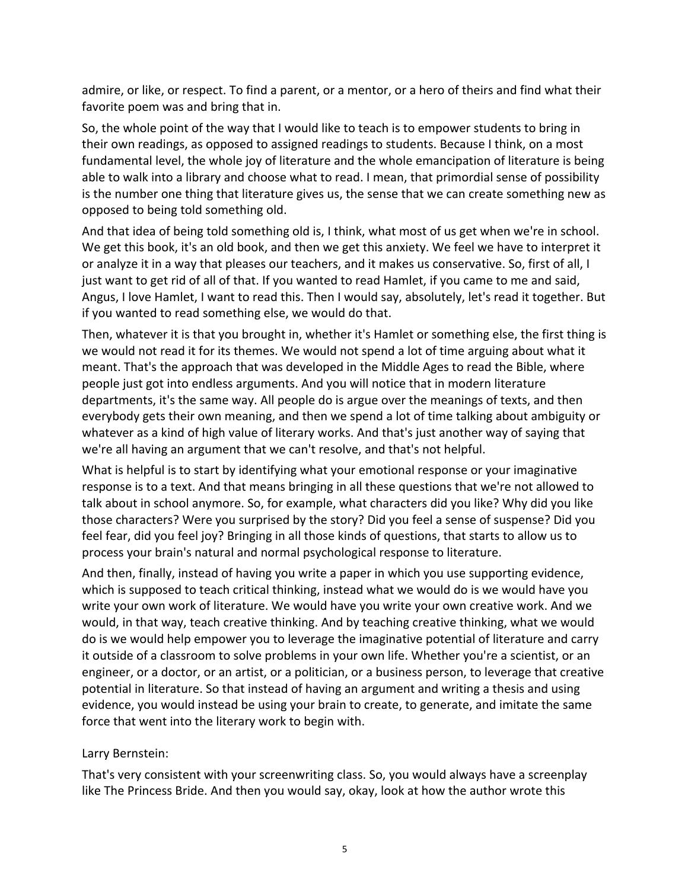admire, or like, or respect. To find a parent, or a mentor, or a hero of theirs and find what their favorite poem was and bring that in.

So, the whole point of the way that I would like to teach is to empower students to bring in their own readings, as opposed to assigned readings to students. Because I think, on a most fundamental level, the whole joy of literature and the whole emancipation of literature is being able to walk into a library and choose what to read. I mean, that primordial sense of possibility is the number one thing that literature gives us, the sense that we can create something new as opposed to being told something old.

And that idea of being told something old is, I think, what most of us get when we're in school. We get this book, it's an old book, and then we get this anxiety. We feel we have to interpret it or analyze it in a way that pleases our teachers, and it makes us conservative. So, first of all, I just want to get rid of all of that. If you wanted to read Hamlet, if you came to me and said, Angus, I love Hamlet, I want to read this. Then I would say, absolutely, let's read it together. But if you wanted to read something else, we would do that.

Then, whatever it is that you brought in, whether it's Hamlet or something else, the first thing is we would not read it for its themes. We would not spend a lot of time arguing about what it meant. That's the approach that was developed in the Middle Ages to read the Bible, where people just got into endless arguments. And you will notice that in modern literature departments, it's the same way. All people do is argue over the meanings of texts, and then everybody gets their own meaning, and then we spend a lot of time talking about ambiguity or whatever as a kind of high value of literary works. And that's just another way of saying that we're all having an argument that we can't resolve, and that's not helpful.

What is helpful is to start by identifying what your emotional response or your imaginative response is to a text. And that means bringing in all these questions that we're not allowed to talk about in school anymore. So, for example, what characters did you like? Why did you like those characters? Were you surprised by the story? Did you feel a sense of suspense? Did you feel fear, did you feel joy? Bringing in all those kinds of questions, that starts to allow us to process your brain's natural and normal psychological response to literature.

And then, finally, instead of having you write a paper in which you use supporting evidence, which is supposed to teach critical thinking, instead what we would do is we would have you write your own work of literature. We would have you write your own creative work. And we would, in that way, teach creative thinking. And by teaching creative thinking, what we would do is we would help empower you to leverage the imaginative potential of literature and carry it outside of a classroom to solve problems in your own life. Whether you're a scientist, or an engineer, or a doctor, or an artist, or a politician, or a business person, to leverage that creative potential in literature. So that instead of having an argument and writing a thesis and using evidence, you would instead be using your brain to create, to generate, and imitate the same force that went into the literary work to begin with.

Larry Bernstein:

That's very consistent with your screenwriting class. So, you would always have a screenplay like The Princess Bride. And then you would say, okay, look at how the author wrote this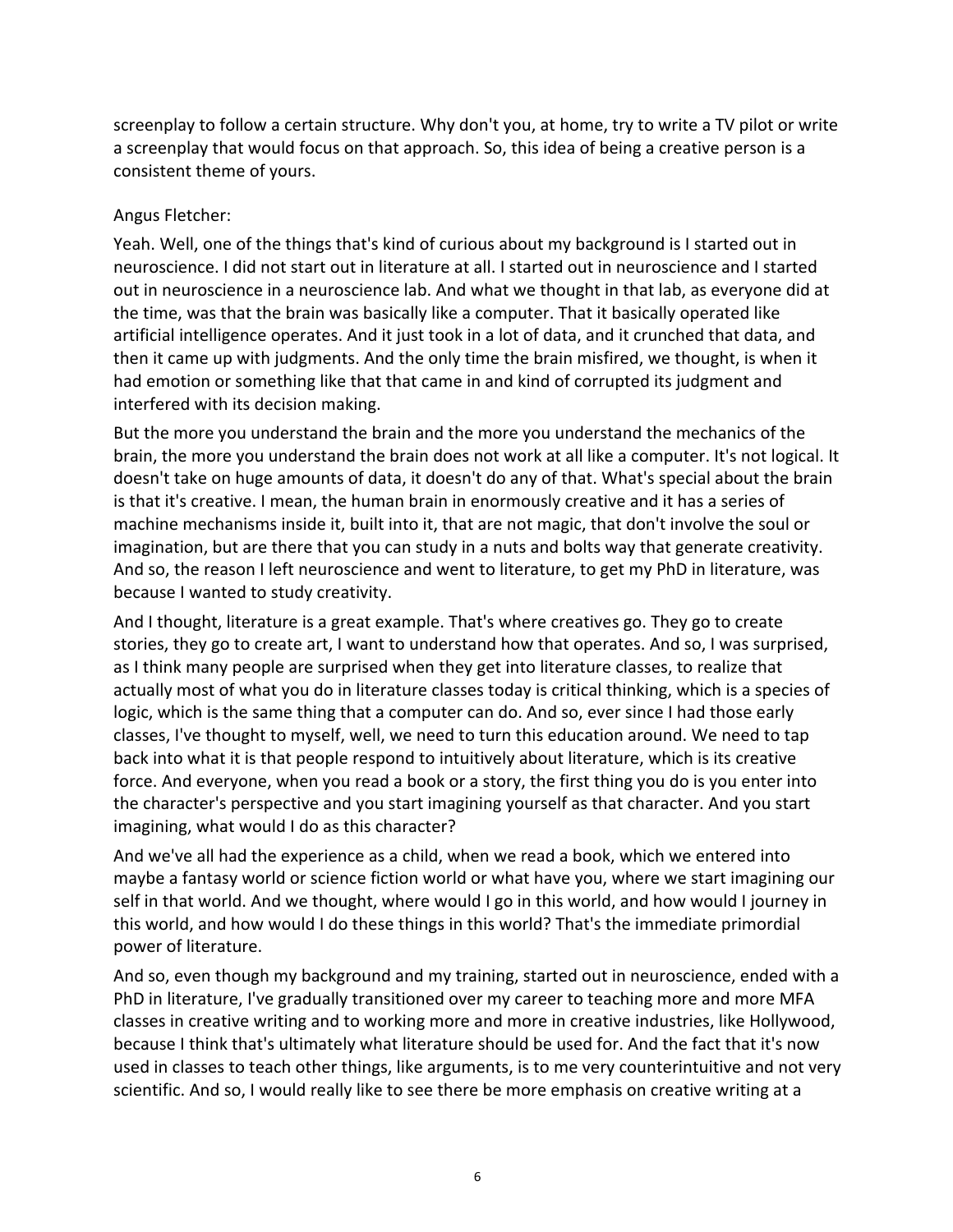screenplay to follow a certain structure. Why don't you, at home, try to write a TV pilot or write a screenplay that would focus on that approach. So, this idea of being a creative person is a consistent theme of yours.

Angus Fletcher:

Yeah. Well, one of the things that's kind of curious about my background is I started out in neuroscience. I did not start out in literature at all. I started out in neuroscience and I started out in neuroscience in a neuroscience lab. And what we thought in that lab, as everyone did at the time, was that the brain was basically like a computer. That it basically operated like artificial intelligence operates. And it just took in a lot of data, and it crunched that data, and then it came up with judgments. And the only time the brain misfired, we thought, is when it had emotion or something like that that came in and kind of corrupted its judgment and interfered with its decision making.

But the more you understand the brain and the more you understand the mechanics of the brain, the more you understand the brain does not work at all like a computer. It's not logical. It doesn't take on huge amounts of data, it doesn't do any of that. What's special about the brain is that it's creative. I mean, the human brain in enormously creative and it has a series of machine mechanisms inside it, built into it, that are not magic, that don't involve the soul or imagination, but are there that you can study in a nuts and bolts way that generate creativity. And so, the reason I left neuroscience and went to literature, to get my PhD in literature, was because I wanted to study creativity.

And I thought, literature is a great example. That's where creatives go. They go to create stories, they go to create art, I want to understand how that operates. And so, I was surprised, as I think many people are surprised when they get into literature classes, to realize that actually most of what you do in literature classes today is critical thinking, which is a species of logic, which is the same thing that a computer can do. And so, ever since I had those early classes, I've thought to myself, well, we need to turn this education around. We need to tap back into what it is that people respond to intuitively about literature, which is its creative force. And everyone, when you read a book or a story, the first thing you do is you enter into the character's perspective and you start imagining yourself as that character. And you start imagining, what would I do as this character?

And we've all had the experience as a child, when we read a book, which we entered into maybe a fantasy world or science fiction world or what have you, where we start imagining our self in that world. And we thought, where would I go in this world, and how would I journey in this world, and how would I do these things in this world? That's the immediate primordial power of literature.

And so, even though my background and my training, started out in neuroscience, ended with a PhD in literature, I've gradually transitioned over my career to teaching more and more MFA classes in creative writing and to working more and more in creative industries, like Hollywood, because I think that's ultimately what literature should be used for. And the fact that it's now used in classes to teach other things, like arguments, is to me very counterintuitive and not very scientific. And so, I would really like to see there be more emphasis on creative writing at a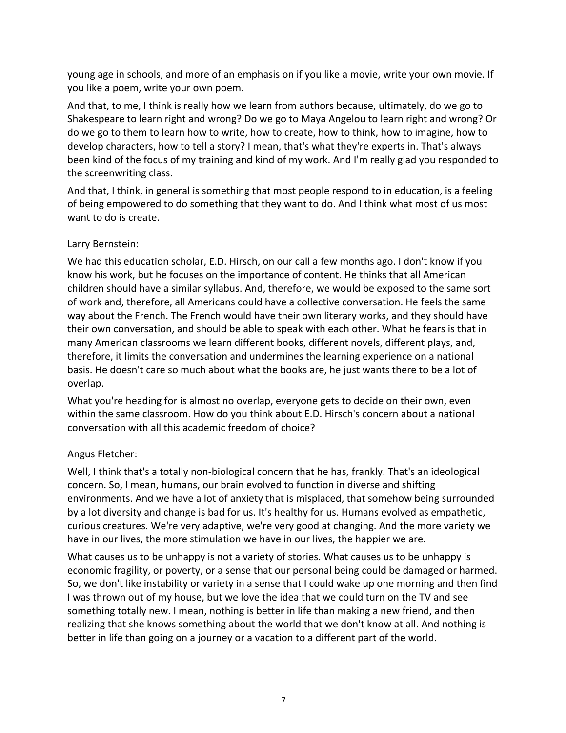young age in schools, and more of an emphasis on if you like a movie, write your own movie. If you like a poem, write your own poem.

And that, to me, I think is really how we learn from authors because, ultimately, do we go to Shakespeare to learn right and wrong? Do we go to Maya Angelou to learn right and wrong? Or do we go to them to learn how to write, how to create, how to think, how to imagine, how to develop characters, how to tell a story? I mean, that's what they're experts in. That's always been kind of the focus of my training and kind of my work. And I'm really glad you responded to the screenwriting class.

And that, I think, in general is something that most people respond to in education, is a feeling of being empowered to do something that they want to do. And I think what most of us most want to do is create.

Larry Bernstein:

We had this education scholar, E.D. Hirsch, on our call a few months ago. I don't know if you know his work, but he focuses on the importance of content. He thinks that all American children should have a similar syllabus. And, therefore, we would be exposed to the same sort of work and, therefore, all Americans could have a collective conversation. He feels the same way about the French. The French would have their own literary works, and they should have their own conversation, and should be able to speak with each other. What he fears is that in many American classrooms we learn different books, different novels, different plays, and, therefore, it limits the conversation and undermines the learning experience on a national basis. He doesn't care so much about what the books are, he just wants there to be a lot of overlap.

What you're heading for is almost no overlap, everyone gets to decide on their own, even within the same classroom. How do you think about E.D. Hirsch's concern about a national conversation with all this academic freedom of choice?

Angus Fletcher:

Well, I think that's a totally non-biological concern that he has, frankly. That's an ideological concern. So, I mean, humans, our brain evolved to function in diverse and shifting environments. And we have a lot of anxiety that is misplaced, that somehow being surrounded by a lot diversity and change is bad for us. It's healthy for us. Humans evolved as empathetic, curious creatures. We're very adaptive, we're very good at changing. And the more variety we have in our lives, the more stimulation we have in our lives, the happier we are.

What causes us to be unhappy is not a variety of stories. What causes us to be unhappy is economic fragility, or poverty, or a sense that our personal being could be damaged or harmed. So, we don't like instability or variety in a sense that I could wake up one morning and then find I was thrown out of my house, but we love the idea that we could turn on the TV and see something totally new. I mean, nothing is better in life than making a new friend, and then realizing that she knows something about the world that we don't know at all. And nothing is better in life than going on a journey or a vacation to a different part of the world.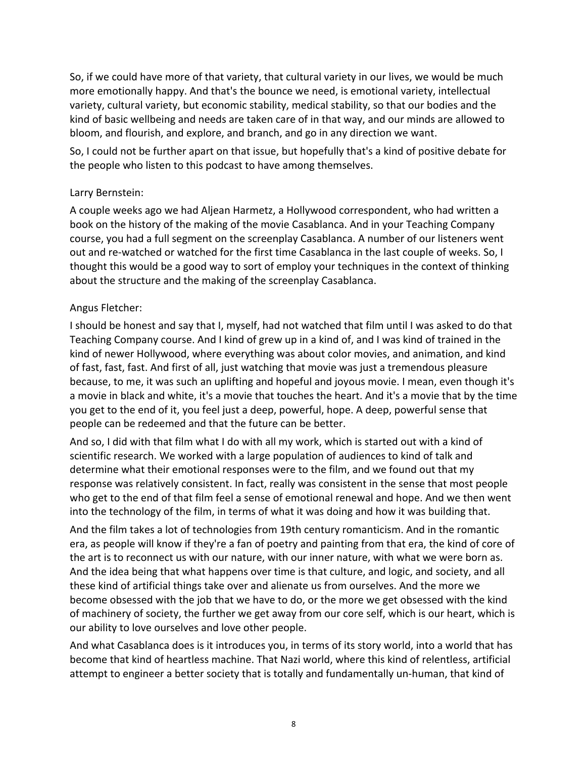So, if we could have more of that variety, that cultural variety in our lives, we would be much more emotionally happy. And that's the bounce we need, is emotional variety, intellectual variety, cultural variety, but economic stability, medical stability, so that our bodies and the kind of basic wellbeing and needs are taken care of in that way, and our minds are allowed to bloom, and flourish, and explore, and branch, and go in any direction we want.

So, I could not be further apart on that issue, but hopefully that's a kind of positive debate for the people who listen to this podcast to have among themselves.

Larry Bernstein:

A couple weeks ago we had Aljean Harmetz, a Hollywood correspondent, who had written a book on the history of the making of the movie Casablanca. And in your Teaching Company course, you had a full segment on the screenplay Casablanca. A number of our listeners went out and re-watched or watched for the first time Casablanca in the last couple of weeks. So, I thought this would be a good way to sort of employ your techniques in the context of thinking about the structure and the making of the screenplay Casablanca.

Angus Fletcher:

I should be honest and say that I, myself, had not watched that film until I was asked to do that Teaching Company course. And I kind of grew up in a kind of, and I was kind of trained in the kind of newer Hollywood, where everything was about color movies, and animation, and kind of fast, fast, fast. And first of all, just watching that movie was just a tremendous pleasure because, to me, it was such an uplifting and hopeful and joyous movie. I mean, even though it's a movie in black and white, it's a movie that touches the heart. And it's a movie that by the time you get to the end of it, you feel just a deep, powerful, hope. A deep, powerful sense that people can be redeemed and that the future can be better.

And so, I did with that film what I do with all my work, which is started out with a kind of scientific research. We worked with a large population of audiences to kind of talk and determine what their emotional responses were to the film, and we found out that my response was relatively consistent. In fact, really was consistent in the sense that most people who get to the end of that film feel a sense of emotional renewal and hope. And we then went into the technology of the film, in terms of what it was doing and how it was building that.

And the film takes a lot of technologies from 19th century romanticism. And in the romantic era, as people will know if they're a fan of poetry and painting from that era, the kind of core of the art is to reconnect us with our nature, with our inner nature, with what we were born as. And the idea being that what happens over time is that culture, and logic, and society, and all these kind of artificial things take over and alienate us from ourselves. And the more we become obsessed with the job that we have to do, or the more we get obsessed with the kind of machinery of society, the further we get away from our core self, which is our heart, which is our ability to love ourselves and love other people.

And what Casablanca does is it introduces you, in terms of its story world, into a world that has become that kind of heartless machine. That Nazi world, where this kind of relentless, artificial attempt to engineer a better society that is totally and fundamentally un-human, that kind of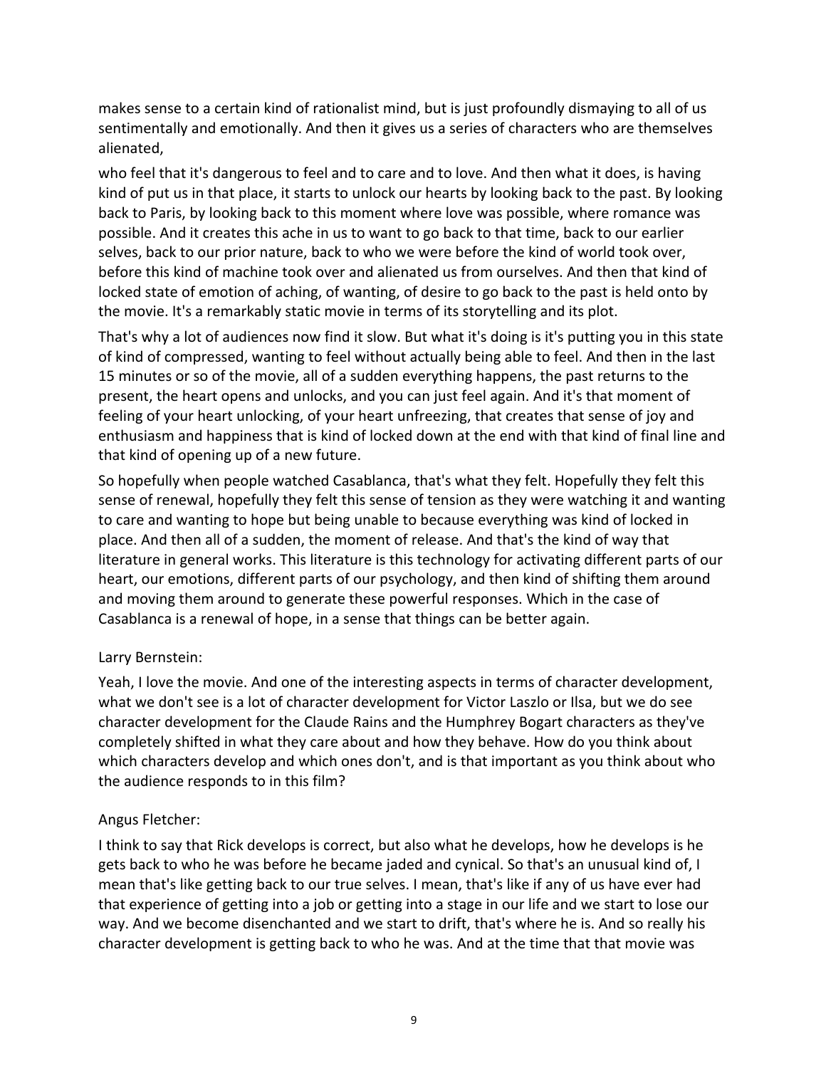makes sense to a certain kind of rationalist mind, but is just profoundly dismaying to all of us sentimentally and emotionally. And then it gives us a series of characters who are themselves alienated,

who feel that it's dangerous to feel and to care and to love. And then what it does, is having kind of put us in that place, it starts to unlock our hearts by looking back to the past. By looking back to Paris, by looking back to this moment where love was possible, where romance was possible. And it creates this ache in us to want to go back to that time, back to our earlier selves, back to our prior nature, back to who we were before the kind of world took over, before this kind of machine took over and alienated us from ourselves. And then that kind of locked state of emotion of aching, of wanting, of desire to go back to the past is held onto by the movie. It's a remarkably static movie in terms of its storytelling and its plot.

That's why a lot of audiences now find it slow. But what it's doing is it's putting you in this state of kind of compressed, wanting to feel without actually being able to feel. And then in the last 15 minutes or so of the movie, all of a sudden everything happens, the past returns to the present, the heart opens and unlocks, and you can just feel again. And it's that moment of feeling of your heart unlocking, of your heart unfreezing, that creates that sense of joy and enthusiasm and happiness that is kind of locked down at the end with that kind of final line and that kind of opening up of a new future.

So hopefully when people watched Casablanca, that's what they felt. Hopefully they felt this sense of renewal, hopefully they felt this sense of tension as they were watching it and wanting to care and wanting to hope but being unable to because everything was kind of locked in place. And then all of a sudden, the moment of release. And that's the kind of way that literature in general works. This literature is this technology for activating different parts of our heart, our emotions, different parts of our psychology, and then kind of shifting them around and moving them around to generate these powerful responses. Which in the case of Casablanca is a renewal of hope, in a sense that things can be better again.

Larry Bernstein:

Yeah, I love the movie. And one of the interesting aspects in terms of character development, what we don't see is a lot of character development for Victor Laszlo or Ilsa, but we do see character development for the Claude Rains and the Humphrey Bogart characters as they've completely shifted in what they care about and how they behave. How do you think about which characters develop and which ones don't, and is that important as you think about who the audience responds to in this film?

Angus Fletcher:

I think to say that Rick develops is correct, but also what he develops, how he develops is he gets back to who he was before he became jaded and cynical. So that's an unusual kind of, I mean that's like getting back to our true selves. I mean, that's like if any of us have ever had that experience of getting into a job or getting into a stage in our life and we start to lose our way. And we become disenchanted and we start to drift, that's where he is. And so really his character development is getting back to who he was. And at the time that that movie was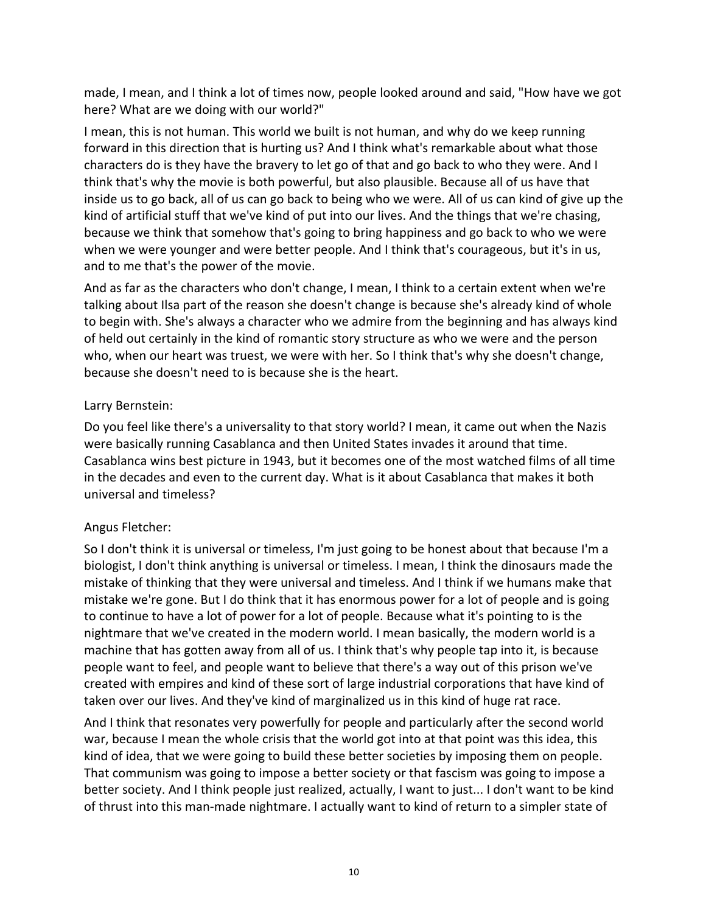made, I mean, and I think a lot of times now, people looked around and said, "How have we got here? What are we doing with our world?"

I mean, this is not human. This world we built is not human, and why do we keep running forward in this direction that is hurting us? And I think what's remarkable about what those characters do is they have the bravery to let go of that and go back to who they were. And I think that's why the movie is both powerful, but also plausible. Because all of us have that inside us to go back, all of us can go back to being who we were. All of us can kind of give up the kind of artificial stuff that we've kind of put into our lives. And the things that we're chasing, because we think that somehow that's going to bring happiness and go back to who we were when we were younger and were better people. And I think that's courageous, but it's in us, and to me that's the power of the movie.

And as far as the characters who don't change, I mean, I think to a certain extent when we're talking about Ilsa part of the reason she doesn't change is because she's already kind of whole to begin with. She's always a character who we admire from the beginning and has always kind of held out certainly in the kind of romantic story structure as who we were and the person who, when our heart was truest, we were with her. So I think that's why she doesn't change, because she doesn't need to is because she is the heart.

Larry Bernstein:

Do you feel like there's a universality to that story world? I mean, it came out when the Nazis were basically running Casablanca and then United States invades it around that time. Casablanca wins best picture in 1943, but it becomes one of the most watched films of all time in the decades and even to the current day. What is it about Casablanca that makes it both universal and timeless?

Angus Fletcher:

So I don't think it is universal or timeless, I'm just going to be honest about that because I'm a biologist, I don't think anything is universal or timeless. I mean, I think the dinosaurs made the mistake of thinking that they were universal and timeless. And I think if we humans make that mistake we're gone. But I do think that it has enormous power for a lot of people and is going to continue to have a lot of power for a lot of people. Because what it's pointing to is the nightmare that we've created in the modern world. I mean basically, the modern world is a machine that has gotten away from all of us. I think that's why people tap into it, is because people want to feel, and people want to believe that there's a way out of this prison we've created with empires and kind of these sort of large industrial corporations that have kind of taken over our lives. And they've kind of marginalized us in this kind of huge rat race.

And I think that resonates very powerfully for people and particularly after the second world war, because I mean the whole crisis that the world got into at that point was this idea, this kind of idea, that we were going to build these better societies by imposing them on people. That communism was going to impose a better society or that fascism was going to impose a better society. And I think people just realized, actually, I want to just... I don't want to be kind of thrust into this man-made nightmare. I actually want to kind of return to a simpler state of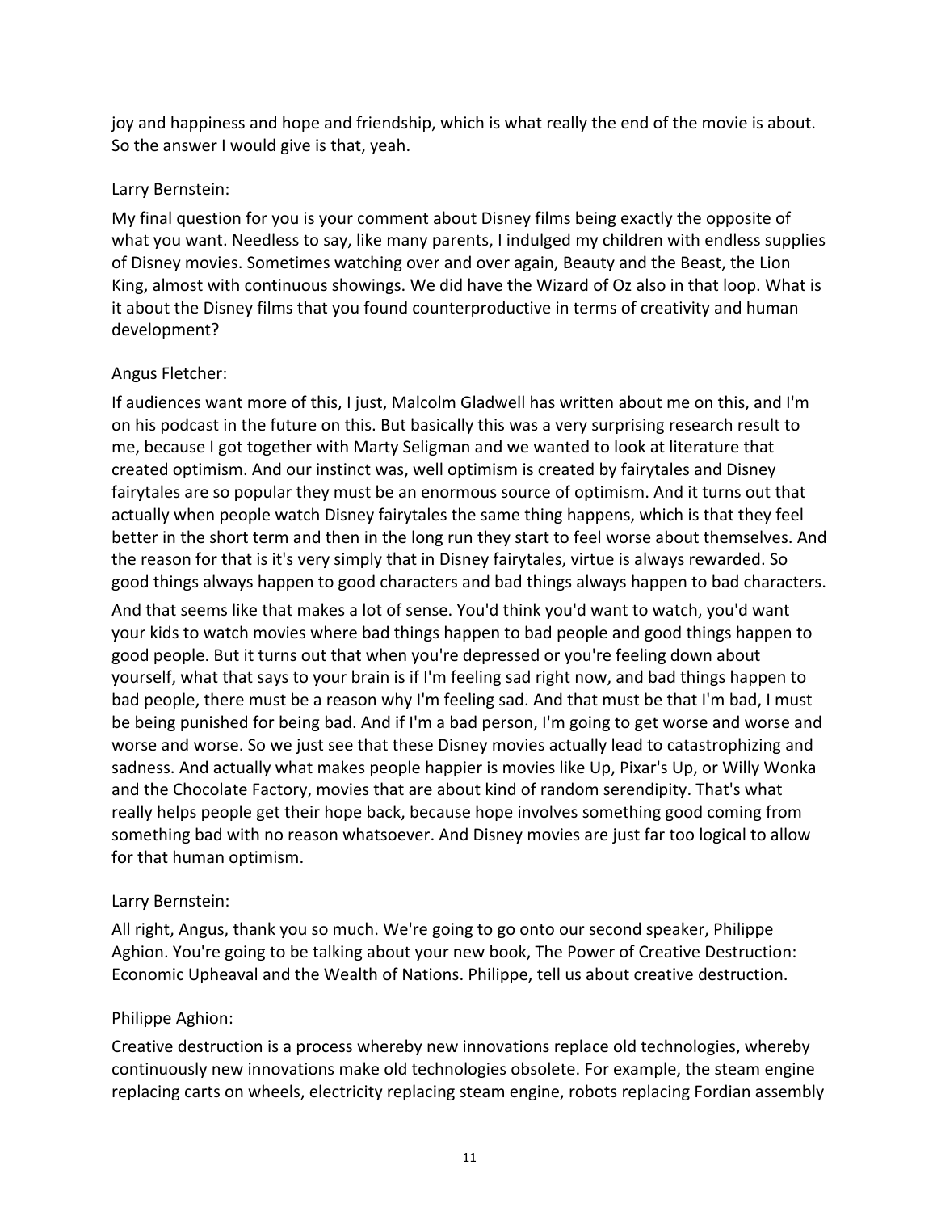joy and happiness and hope and friendship, which is what really the end of the movie is about. So the answer I would give is that, yeah.

Larry Bernstein:

My final question for you is your comment about Disney films being exactly the opposite of what you want. Needless to say, like many parents, I indulged my children with endless supplies of Disney movies. Sometimes watching over and over again, Beauty and the Beast, the Lion King, almost with continuous showings. We did have the Wizard of Oz also in that loop. What is it about the Disney films that you found counterproductive in terms of creativity and human development?

Angus Fletcher:

If audiences want more of this, I just, Malcolm Gladwell has written about me on this, and I'm on his podcast in the future on this. But basically this was a very surprising research result to me, because I got together with Marty Seligman and we wanted to look at literature that created optimism. And our instinct was, well optimism is created by fairytales and Disney fairytales are so popular they must be an enormous source of optimism. And it turns out that actually when people watch Disney fairytales the same thing happens, which is that they feel better in the short term and then in the long run they start to feel worse about themselves. And the reason for that is it's very simply that in Disney fairytales, virtue is always rewarded. So good things always happen to good characters and bad things always happen to bad characters.

And that seems like that makes a lot of sense. You'd think you'd want to watch, you'd want your kids to watch movies where bad things happen to bad people and good things happen to good people. But it turns out that when you're depressed or you're feeling down about yourself, what that says to your brain is if I'm feeling sad right now, and bad things happen to bad people, there must be a reason why I'm feeling sad. And that must be that I'm bad, I must be being punished for being bad. And if I'm a bad person, I'm going to get worse and worse and worse and worse. So we just see that these Disney movies actually lead to catastrophizing and sadness. And actually what makes people happier is movies like Up, Pixar's Up, or Willy Wonka and the Chocolate Factory, movies that are about kind of random serendipity. That's what really helps people get their hope back, because hope involves something good coming from something bad with no reason whatsoever. And Disney movies are just far too logical to allow for that human optimism.

Larry Bernstein:

All right, Angus, thank you so much. We're going to go onto our second speaker, Philippe Aghion. You're going to be talking about your new book, The Power of Creative Destruction: Economic Upheaval and the Wealth of Nations. Philippe, tell us about creative destruction.

Philippe Aghion:

Creative destruction is a process whereby new innovations replace old technologies, whereby continuously new innovations make old technologies obsolete. For example, the steam engine replacing carts on wheels, electricity replacing steam engine, robots replacing Fordian assembly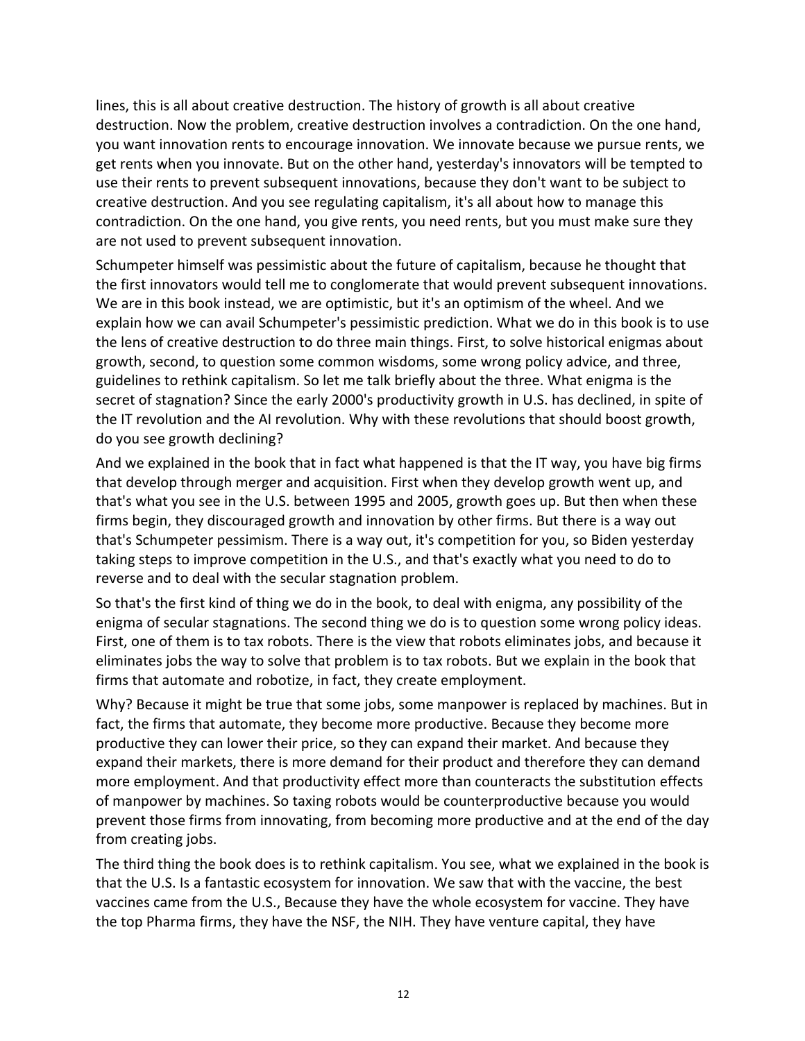lines, this is all about creative destruction. The history of growth is all about creative destruction. Now the problem, creative destruction involves a contradiction. On the one hand, you want innovation rents to encourage innovation. We innovate because we pursue rents, we get rents when you innovate. But on the other hand, yesterday's innovators will be tempted to use their rents to prevent subsequent innovations, because they don't want to be subject to creative destruction. And you see regulating capitalism, it's all about how to manage this contradiction. On the one hand, you give rents, you need rents, but you must make sure they are not used to prevent subsequent innovation.

Schumpeter himself was pessimistic about the future of capitalism, because he thought that the first innovators would tell me to conglomerate that would prevent subsequent innovations. We are in this book instead, we are optimistic, but it's an optimism of the wheel. And we explain how we can avail Schumpeter's pessimistic prediction. What we do in this book is to use the lens of creative destruction to do three main things. First, to solve historical enigmas about growth, second, to question some common wisdoms, some wrong policy advice, and three, guidelines to rethink capitalism. So let me talk briefly about the three. What enigma is the secret of stagnation? Since the early 2000's productivity growth in U.S. has declined, in spite of the IT revolution and the AI revolution. Why with these revolutions that should boost growth, do you see growth declining?

And we explained in the book that in fact what happened is that the IT way, you have big firms that develop through merger and acquisition. First when they develop growth went up, and that's what you see in the U.S. between 1995 and 2005, growth goes up. But then when these firms begin, they discouraged growth and innovation by other firms. But there is a way out that's Schumpeter pessimism. There is a way out, it's competition for you, so Biden yesterday taking steps to improve competition in the U.S., and that's exactly what you need to do to reverse and to deal with the secular stagnation problem.

So that's the first kind of thing we do in the book, to deal with enigma, any possibility of the enigma of secular stagnations. The second thing we do is to question some wrong policy ideas. First, one of them is to tax robots. There is the view that robots eliminates jobs, and because it eliminates jobs the way to solve that problem is to tax robots. But we explain in the book that firms that automate and robotize, in fact, they create employment.

Why? Because it might be true that some jobs, some manpower is replaced by machines. But in fact, the firms that automate, they become more productive. Because they become more productive they can lower their price, so they can expand their market. And because they expand their markets, there is more demand for their product and therefore they can demand more employment. And that productivity effect more than counteracts the substitution effects of manpower by machines. So taxing robots would be counterproductive because you would prevent those firms from innovating, from becoming more productive and at the end of the day from creating jobs.

The third thing the book does is to rethink capitalism. You see, what we explained in the book is that the U.S. Is a fantastic ecosystem for innovation. We saw that with the vaccine, the best vaccines came from the U.S., Because they have the whole ecosystem for vaccine. They have the top Pharma firms, they have the NSF, the NIH. They have venture capital, they have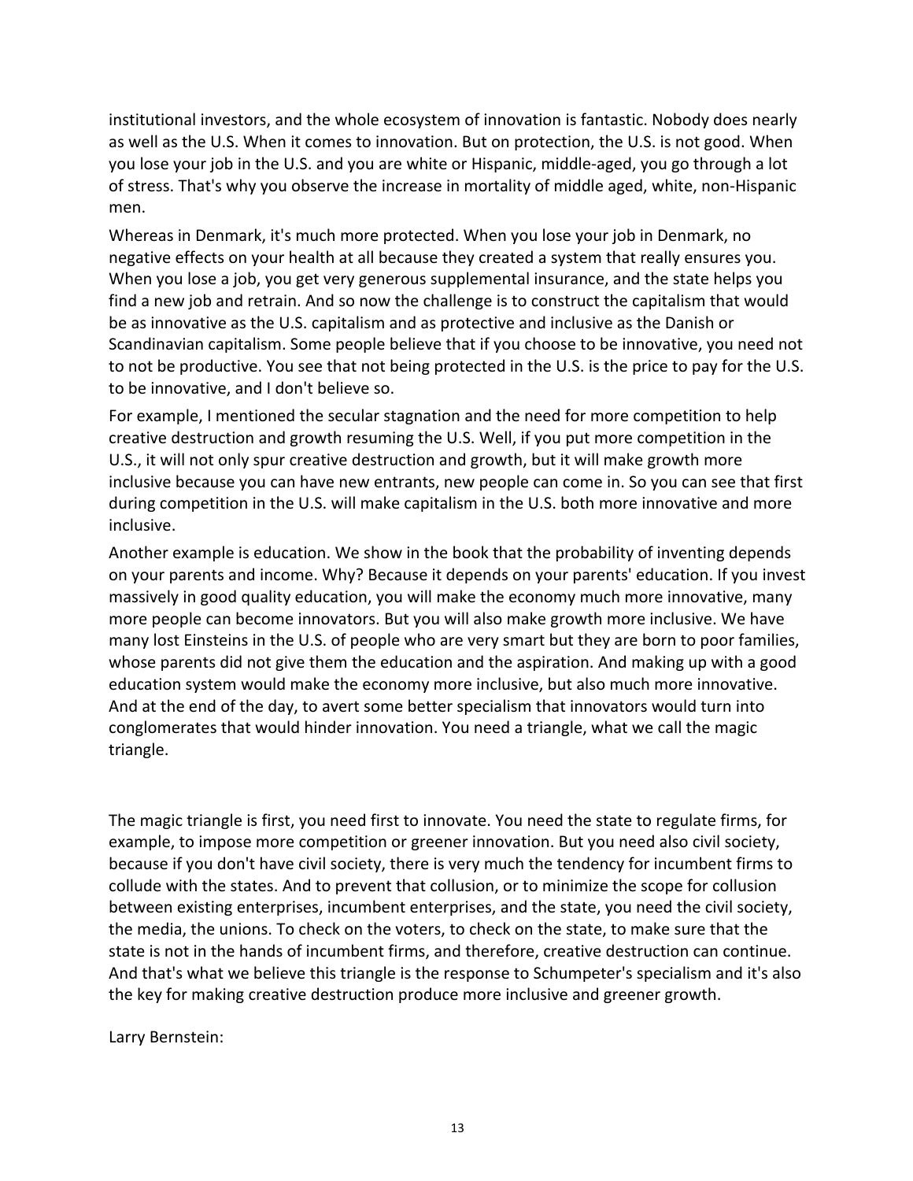institutional investors, and the whole ecosystem of innovation is fantastic. Nobody does nearly as well as the U.S. When it comes to innovation. But on protection, the U.S. is not good. When you lose your job in the U.S. and you are white or Hispanic, middle-aged, you go through a lot of stress. That's why you observe the increase in mortality of middle aged, white, non-Hispanic men.

Whereas in Denmark, it's much more protected. When you lose your job in Denmark, no negative effects on your health at all because they created a system that really ensures you. When you lose a job, you get very generous supplemental insurance, and the state helps you find a new job and retrain. And so now the challenge is to construct the capitalism that would be as innovative as the U.S. capitalism and as protective and inclusive as the Danish or Scandinavian capitalism. Some people believe that if you choose to be innovative, you need not to not be productive. You see that not being protected in the U.S. is the price to pay for the U.S. to be innovative, and I don't believe so.

For example, I mentioned the secular stagnation and the need for more competition to help creative destruction and growth resuming the U.S. Well, if you put more competition in the U.S., it will not only spur creative destruction and growth, but it will make growth more inclusive because you can have new entrants, new people can come in. So you can see that first during competition in the U.S. will make capitalism in the U.S. both more innovative and more inclusive.

Another example is education. We show in the book that the probability of inventing depends on your parents and income. Why? Because it depends on your parents' education. If you invest massively in good quality education, you will make the economy much more innovative, many more people can become innovators. But you will also make growth more inclusive. We have many lost Einsteins in the U.S. of people who are very smart but they are born to poor families, whose parents did not give them the education and the aspiration. And making up with a good education system would make the economy more inclusive, but also much more innovative. And at the end of the day, to avert some better specialism that innovators would turn into conglomerates that would hinder innovation. You need a triangle, what we call the magic triangle.

The magic triangle is first, you need first to innovate. You need the state to regulate firms, for example, to impose more competition or greener innovation. But you need also civil society, because if you don't have civil society, there is very much the tendency for incumbent firms to collude with the states. And to prevent that collusion, or to minimize the scope for collusion between existing enterprises, incumbent enterprises, and the state, you need the civil society, the media, the unions. To check on the voters, to check on the state, to make sure that the state is not in the hands of incumbent firms, and therefore, creative destruction can continue. And that's what we believe this triangle is the response to Schumpeter's specialism and it's also the key for making creative destruction produce more inclusive and greener growth.

Larry Bernstein: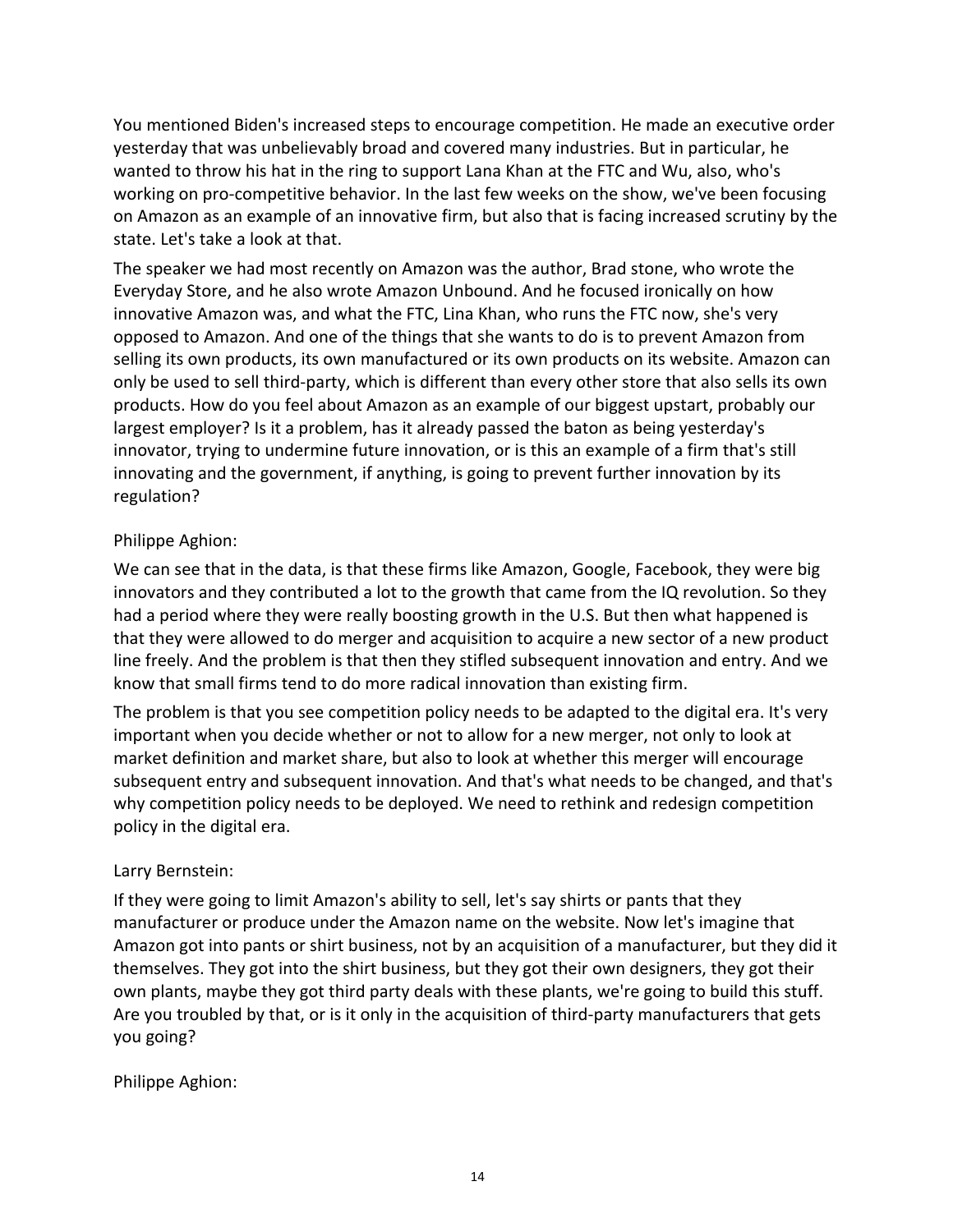You mentioned Biden's increased steps to encourage competition. He made an executive order yesterday that was unbelievably broad and covered many industries. But in particular, he wanted to throw his hat in the ring to support Lana Khan at the FTC and Wu, also, who's working on pro-competitive behavior. In the last few weeks on the show, we've been focusing on Amazon as an example of an innovative firm, but also that is facing increased scrutiny by the state. Let's take a look at that.

The speaker we had most recently on Amazon was the author, Brad stone, who wrote the Everyday Store, and he also wrote Amazon Unbound. And he focused ironically on how innovative Amazon was, and what the FTC, Lina Khan, who runs the FTC now, she's very opposed to Amazon. And one of the things that she wants to do is to prevent Amazon from selling its own products, its own manufactured or its own products on its website. Amazon can only be used to sell third-party, which is different than every other store that also sells its own products. How do you feel about Amazon as an example of our biggest upstart, probably our largest employer? Is it a problem, has it already passed the baton as being yesterday's innovator, trying to undermine future innovation, or is this an example of a firm that's still innovating and the government, if anything, is going to prevent further innovation by its regulation?

Philippe Aghion:

We can see that in the data, is that these firms like Amazon, Google, Facebook, they were big innovators and they contributed a lot to the growth that came from the IQ revolution. So they had a period where they were really boosting growth in the U.S. But then what happened is that they were allowed to do merger and acquisition to acquire a new sector of a new product line freely. And the problem is that then they stifled subsequent innovation and entry. And we know that small firms tend to do more radical innovation than existing firm.

The problem is that you see competition policy needs to be adapted to the digital era. It's very important when you decide whether or not to allow for a new merger, not only to look at market definition and market share, but also to look at whether this merger will encourage subsequent entry and subsequent innovation. And that's what needs to be changed, and that's why competition policy needs to be deployed. We need to rethink and redesign competition policy in the digital era.

Larry Bernstein:

If they were going to limit Amazon's ability to sell, let's say shirts or pants that they manufacturer or produce under the Amazon name on the website. Now let's imagine that Amazon got into pants or shirt business, not by an acquisition of a manufacturer, but they did it themselves. They got into the shirt business, but they got their own designers, they got their own plants, maybe they got third party deals with these plants, we're going to build this stuff. Are you troubled by that, or is it only in the acquisition of third-party manufacturers that gets you going?

Philippe Aghion: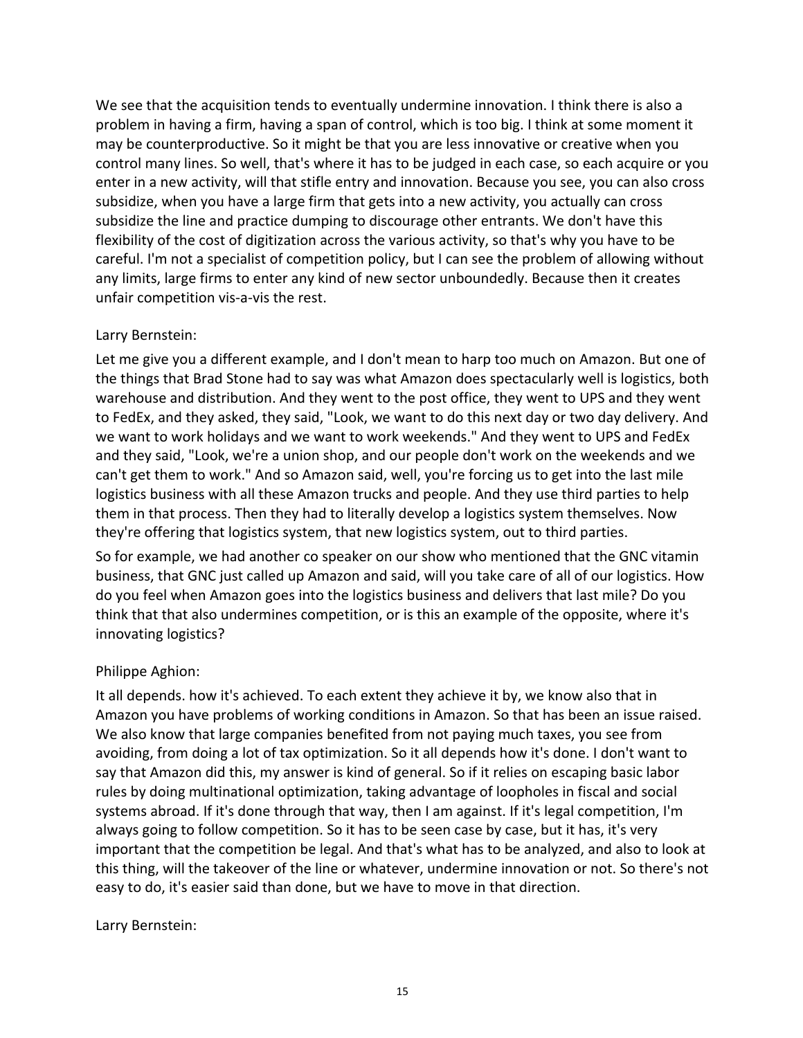We see that the acquisition tends to eventually undermine innovation. I think there is also a problem in having a firm, having a span of control, which is too big. I think at some moment it may be counterproductive. So it might be that you are less innovative or creative when you control many lines. So well, that's where it has to be judged in each case, so each acquire or you enter in a new activity, will that stifle entry and innovation. Because you see, you can also cross subsidize, when you have a large firm that gets into a new activity, you actually can cross subsidize the line and practice dumping to discourage other entrants. We don't have this flexibility of the cost of digitization across the various activity, so that's why you have to be careful. I'm not a specialist of competition policy, but I can see the problem of allowing without any limits, large firms to enter any kind of new sector unboundedly. Because then it creates unfair competition vis-a-vis the rest.

Larry Bernstein:

Let me give you a different example, and I don't mean to harp too much on Amazon. But one of the things that Brad Stone had to say was what Amazon does spectacularly well is logistics, both warehouse and distribution. And they went to the post office, they went to UPS and they went to FedEx, and they asked, they said, "Look, we want to do this next day or two day delivery. And we want to work holidays and we want to work weekends." And they went to UPS and FedEx and they said, "Look, we're a union shop, and our people don't work on the weekends and we can't get them to work." And so Amazon said, well, you're forcing us to get into the last mile logistics business with all these Amazon trucks and people. And they use third parties to help them in that process. Then they had to literally develop a logistics system themselves. Now they're offering that logistics system, that new logistics system, out to third parties.

So for example, we had another co speaker on our show who mentioned that the GNC vitamin business, that GNC just called up Amazon and said, will you take care of all of our logistics. How do you feel when Amazon goes into the logistics business and delivers that last mile? Do you think that that also undermines competition, or is this an example of the opposite, where it's innovating logistics?

Philippe Aghion:

It all depends. how it's achieved. To each extent they achieve it by, we know also that in Amazon you have problems of working conditions in Amazon. So that has been an issue raised. We also know that large companies benefited from not paying much taxes, you see from avoiding, from doing a lot of tax optimization. So it all depends how it's done. I don't want to say that Amazon did this, my answer is kind of general. So if it relies on escaping basic labor rules by doing multinational optimization, taking advantage of loopholes in fiscal and social systems abroad. If it's done through that way, then I am against. If it's legal competition, I'm always going to follow competition. So it has to be seen case by case, but it has, it's very important that the competition be legal. And that's what has to be analyzed, and also to look at this thing, will the takeover of the line or whatever, undermine innovation or not. So there's not easy to do, it's easier said than done, but we have to move in that direction.

Larry Bernstein: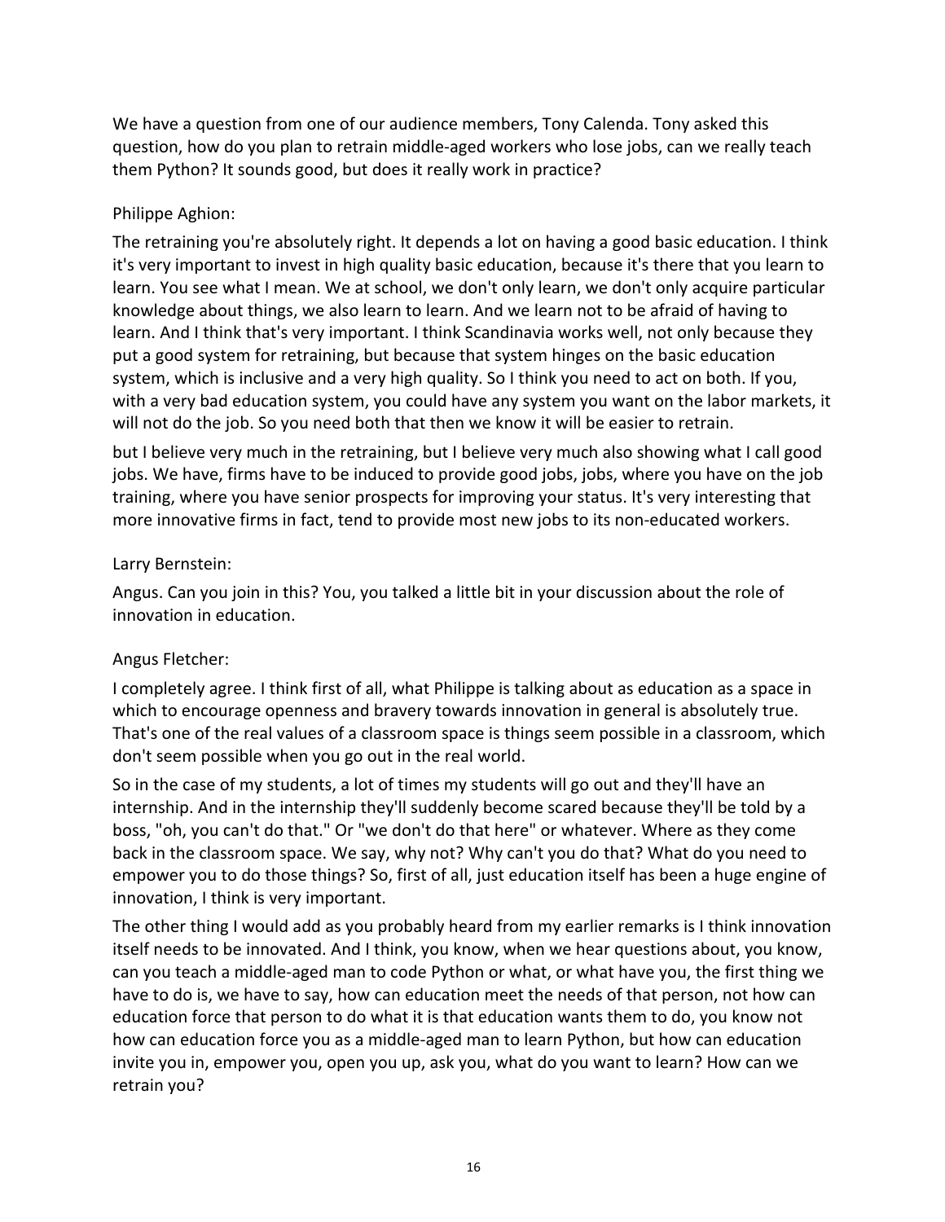We have a question from one of our audience members, Tony Calenda. Tony asked this question, how do you plan to retrain middle-aged workers who lose jobs, can we really teach them Python? It sounds good, but does it really work in practice?

Philippe Aghion:

The retraining you're absolutely right. It depends a lot on having a good basic education. I think it's very important to invest in high quality basic education, because it's there that you learn to learn. You see what I mean. We at school, we don't only learn, we don't only acquire particular knowledge about things, we also learn to learn. And we learn not to be afraid of having to learn. And I think that's very important. I think Scandinavia works well, not only because they put a good system for retraining, but because that system hinges on the basic education system, which is inclusive and a very high quality. So I think you need to act on both. If you, with a very bad education system, you could have any system you want on the labor markets, it will not do the job. So you need both that then we know it will be easier to retrain.

but I believe very much in the retraining, but I believe very much also showing what I call good jobs. We have, firms have to be induced to provide good jobs, jobs, where you have on the job training, where you have senior prospects for improving your status. It's very interesting that more innovative firms in fact, tend to provide most new jobs to its non-educated workers.

Larry Bernstein:

Angus. Can you join in this? You, you talked a little bit in your discussion about the role of innovation in education.

Angus Fletcher:

I completely agree. I think first of all, what Philippe is talking about as education as a space in which to encourage openness and bravery towards innovation in general is absolutely true. That's one of the real values of a classroom space is things seem possible in a classroom, which don't seem possible when you go out in the real world.

So in the case of my students, a lot of times my students will go out and they'll have an internship. And in the internship they'll suddenly become scared because they'll be told by a boss, "oh, you can't do that." Or "we don't do that here" or whatever. Where as they come back in the classroom space. We say, why not? Why can't you do that? What do you need to empower you to do those things? So, first of all, just education itself has been a huge engine of innovation, I think is very important.

The other thing I would add as you probably heard from my earlier remarks is I think innovation itself needs to be innovated. And I think, you know, when we hear questions about, you know, can you teach a middle-aged man to code Python or what, or what have you, the first thing we have to do is, we have to say, how can education meet the needs of that person, not how can education force that person to do what it is that education wants them to do, you know not how can education force you as a middle-aged man to learn Python, but how can education invite you in, empower you, open you up, ask you, what do you want to learn? How can we retrain you?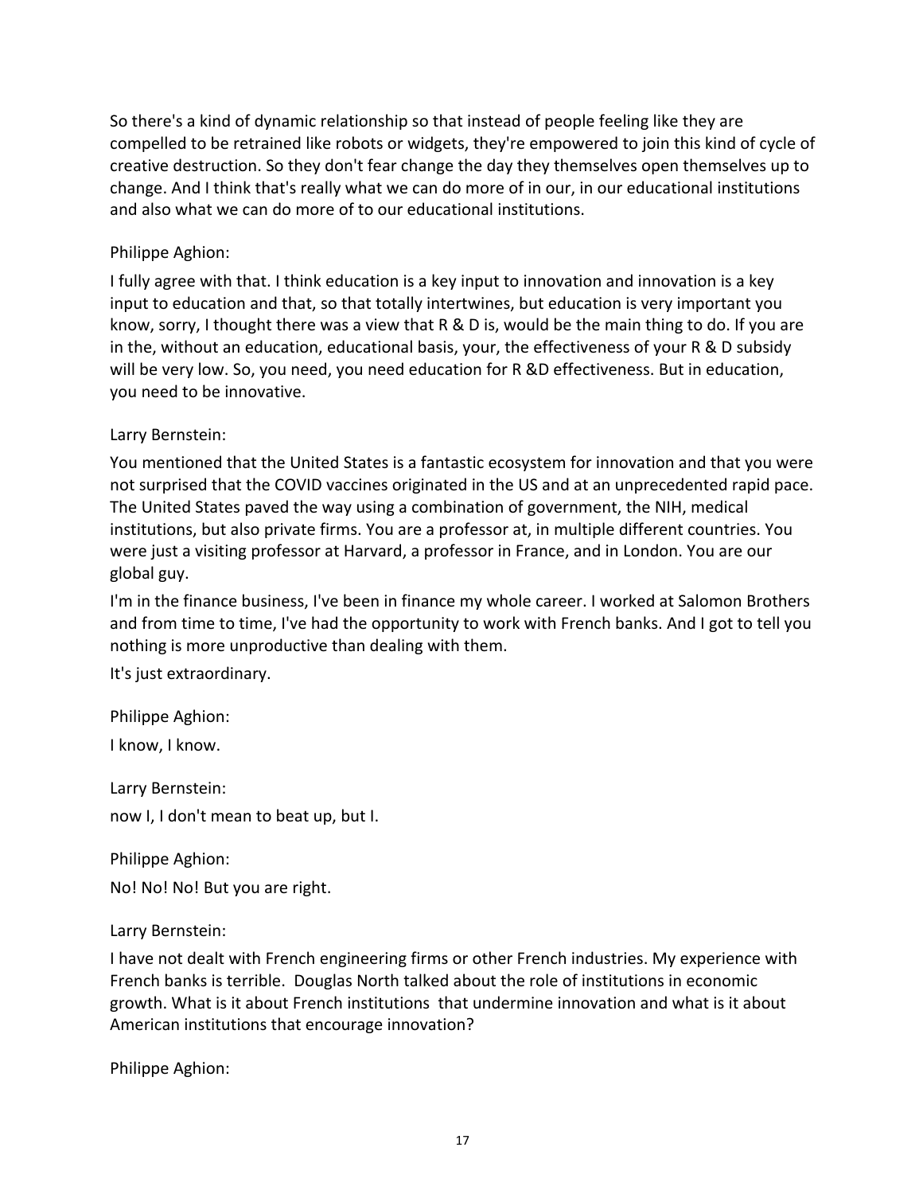So there's a kind of dynamic relationship so that instead of people feeling like they are compelled to be retrained like robots or widgets, they're empowered to join this kind of cycle of creative destruction. So they don't fear change the day they themselves open themselves up to change. And I think that's really what we can do more of in our, in our educational institutions and also what we can do more of to our educational institutions.

Philippe Aghion:

I fully agree with that. I think education is a key input to innovation and innovation is a key input to education and that, so that totally intertwines, but education is very important you know, sorry, I thought there was a view that R & D is, would be the main thing to do. If you are in the, without an education, educational basis, your, the effectiveness of your R & D subsidy will be very low. So, you need, you need education for R &D effectiveness. But in education, you need to be innovative.

Larry Bernstein:

You mentioned that the United States is a fantastic ecosystem for innovation and that you were not surprised that the COVID vaccines originated in the US and at an unprecedented rapid pace. The United States paved the way using a combination of government, the NIH, medical institutions, but also private firms. You are a professor at, in multiple different countries. You were just a visiting professor at Harvard, a professor in France, and in London. You are our global guy.

I'm in the finance business, I've been in finance my whole career. I worked at Salomon Brothers and from time to time, I've had the opportunity to work with French banks. And I got to tell you nothing is more unproductive than dealing with them.

It's just extraordinary.

Philippe Aghion:

I know, I know.

Larry Bernstein:

now I, I don't mean to beat up, but I.

Philippe Aghion:

No! No! No! But you are right.

Larry Bernstein:

I have not dealt with French engineering firms or other French industries. My experience with French banks is terrible. Douglas North talked about the role of institutions in economic growth. What is it about French institutions that undermine innovation and what is it about American institutions that encourage innovation?

Philippe Aghion: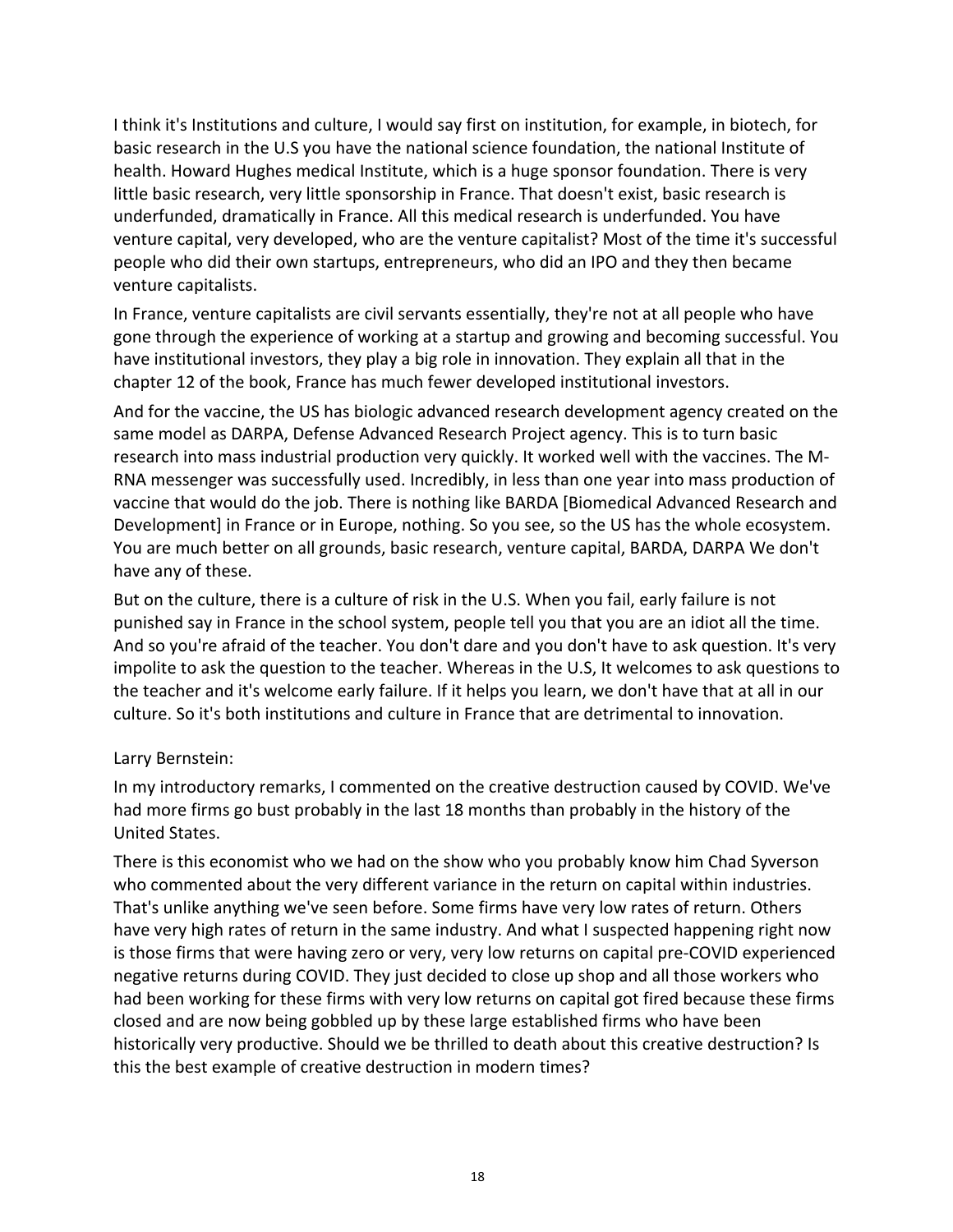I think it's Institutions and culture, I would say first on institution, for example, in biotech, for basic research in the U.S you have the national science foundation, the national Institute of health. Howard Hughes medical Institute, which is a huge sponsor foundation. There is very little basic research, very little sponsorship in France. That doesn't exist, basic research is underfunded, dramatically in France. All this medical research is underfunded. You have venture capital, very developed, who are the venture capitalist? Most of the time it's successful people who did their own startups, entrepreneurs, who did an IPO and they then became venture capitalists.

In France, venture capitalists are civil servants essentially, they're not at all people who have gone through the experience of working at a startup and growing and becoming successful. You have institutional investors, they play a big role in innovation. They explain all that in the chapter 12 of the book, France has much fewer developed institutional investors.

And for the vaccine, the US has biologic advanced research development agency created on the same model as DARPA, Defense Advanced Research Project agency. This is to turn basic research into mass industrial production very quickly. It worked well with the vaccines. The M-RNA messenger was successfully used. Incredibly, in less than one year into mass production of vaccine that would do the job. There is nothing like BARDA [Biomedical Advanced Research and Development] in France or in Europe, nothing. So you see, so the US has the whole ecosystem. You are much better on all grounds, basic research, venture capital, BARDA, DARPA We don't have any of these.

But on the culture, there is a culture of risk in the U.S. When you fail, early failure is not punished say in France in the school system, people tell you that you are an idiot all the time. And so you're afraid of the teacher. You don't dare and you don't have to ask question. It's very impolite to ask the question to the teacher. Whereas in the U.S, It welcomes to ask questions to the teacher and it's welcome early failure. If it helps you learn, we don't have that at all in our culture. So it's both institutions and culture in France that are detrimental to innovation.

Larry Bernstein:

In my introductory remarks, I commented on the creative destruction caused by COVID. We've had more firms go bust probably in the last 18 months than probably in the history of the United States.

There is this economist who we had on the show who you probably know him Chad Syverson who commented about the very different variance in the return on capital within industries. That's unlike anything we've seen before. Some firms have very low rates of return. Others have very high rates of return in the same industry. And what I suspected happening right now is those firms that were having zero or very, very low returns on capital pre-COVID experienced negative returns during COVID. They just decided to close up shop and all those workers who had been working for these firms with very low returns on capital got fired because these firms closed and are now being gobbled up by these large established firms who have been historically very productive. Should we be thrilled to death about this creative destruction? Is this the best example of creative destruction in modern times?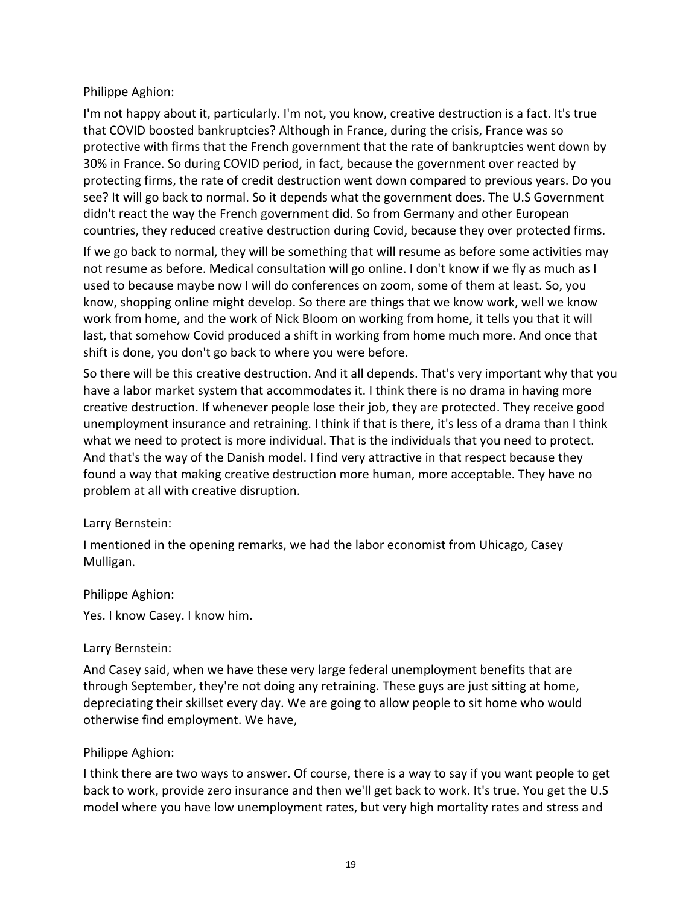Philippe Aghion:

I'm not happy about it, particularly. I'm not, you know, creative destruction is a fact. It's true that COVID boosted bankruptcies? Although in France, during the crisis, France was so protective with firms that the French government that the rate of bankruptcies went down by 30% in France. So during COVID period, in fact, because the government over reacted by protecting firms, the rate of credit destruction went down compared to previous years. Do you see? It will go back to normal. So it depends what the government does. The U.S Government didn't react the way the French government did. So from Germany and other European countries, they reduced creative destruction during Covid, because they over protected firms.

If we go back to normal, they will be something that will resume as before some activities may not resume as before. Medical consultation will go online. I don't know if we fly as much as I used to because maybe now I will do conferences on zoom, some of them at least. So, you know, shopping online might develop. So there are things that we know work, well we know work from home, and the work of Nick Bloom on working from home, it tells you that it will last, that somehow Covid produced a shift in working from home much more. And once that shift is done, you don't go back to where you were before.

So there will be this creative destruction. And it all depends. That's very important why that you have a labor market system that accommodates it. I think there is no drama in having more creative destruction. If whenever people lose their job, they are protected. They receive good unemployment insurance and retraining. I think if that is there, it's less of a drama than I think what we need to protect is more individual. That is the individuals that you need to protect. And that's the way of the Danish model. I find very attractive in that respect because they found a way that making creative destruction more human, more acceptable. They have no problem at all with creative disruption.

Larry Bernstein:

I mentioned in the opening remarks, we had the labor economist from Uhicago, Casey Mulligan.

Philippe Aghion:

Yes. I know Casey. I know him.

Larry Bernstein:

And Casey said, when we have these very large federal unemployment benefits that are through September, they're not doing any retraining. These guys are just sitting at home, depreciating their skillset every day. We are going to allow people to sit home who would otherwise find employment. We have,

Philippe Aghion:

I think there are two ways to answer. Of course, there is a way to say if you want people to get back to work, provide zero insurance and then we'll get back to work. It's true. You get the U.S model where you have low unemployment rates, but very high mortality rates and stress and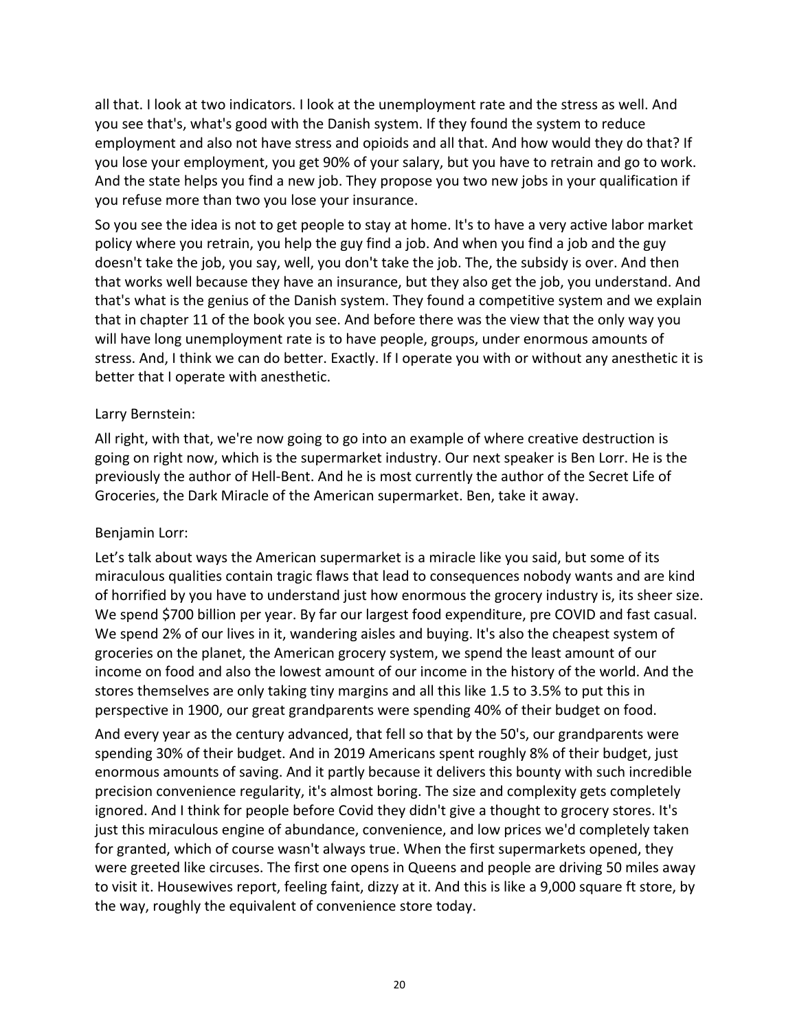all that. I look at two indicators. I look at the unemployment rate and the stress as well. And you see that's, what's good with the Danish system. If they found the system to reduce employment and also not have stress and opioids and all that. And how would they do that? If you lose your employment, you get 90% of your salary, but you have to retrain and go to work. And the state helps you find a new job. They propose you two new jobs in your qualification if you refuse more than two you lose your insurance.

So you see the idea is not to get people to stay at home. It's to have a very active labor market policy where you retrain, you help the guy find a job. And when you find a job and the guy doesn't take the job, you say, well, you don't take the job. The, the subsidy is over. And then that works well because they have an insurance, but they also get the job, you understand. And that's what is the genius of the Danish system. They found a competitive system and we explain that in chapter 11 of the book you see. And before there was the view that the only way you will have long unemployment rate is to have people, groups, under enormous amounts of stress. And, I think we can do better. Exactly. If I operate you with or without any anesthetic it is better that I operate with anesthetic.

Larry Bernstein:

All right, with that, we're now going to go into an example of where creative destruction is going on right now, which is the supermarket industry. Our next speaker is Ben Lorr. He is the previously the author of Hell-Bent. And he is most currently the author of the Secret Life of Groceries, the Dark Miracle of the American supermarket. Ben, take it away.

Benjamin Lorr:

Let's talk about ways the American supermarket is a miracle like you said, but some of its miraculous qualities contain tragic flaws that lead to consequences nobody wants and are kind of horrified by you have to understand just how enormous the grocery industry is, its sheer size. We spend $700 billion per year. By far our largest food expenditure, pre COVID and fast casual. We spend 2% of our lives in it, wandering aisles and buying. It's also the cheapest system of groceries on the planet, the American grocery system, we spend the least amount of our income on food and also the lowest amount of our income in the history of the world. And the stores themselves are only taking tiny margins and all this like 1.5 to 3.5% to put this in perspective in 1900, our great grandparents were spending 40% of their budget on food.

And every year as the century advanced, that fell so that by the 50's, our grandparents were spending 30% of their budget. And in 2019 Americans spent roughly 8% of their budget, just enormous amounts of saving. And it partly because it delivers this bounty with such incredible precision convenience regularity, it's almost boring. The size and complexity gets completely ignored. And I think for people before Covid they didn't give a thought to grocery stores. It's just this miraculous engine of abundance, convenience, and low prices we'd completely taken for granted, which of course wasn't always true. When the first supermarkets opened, they were greeted like circuses. The first one opens in Queens and people are driving 50 miles away to visit it. Housewives report, feeling faint, dizzy at it. And this is like a 9,000 square ft store, by the way, roughly the equivalent of convenience store today.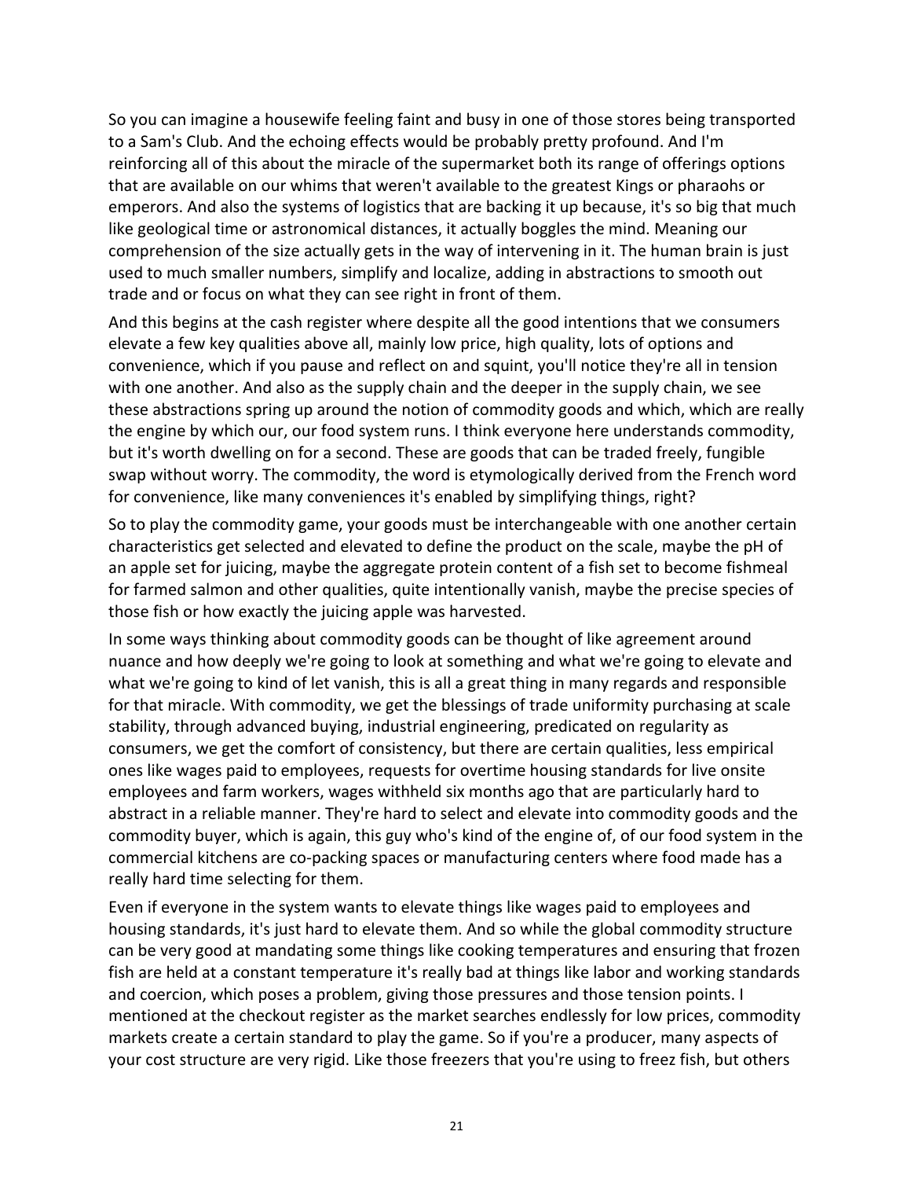So you can imagine a housewife feeling faint and busy in one of those stores being transported to a Sam's Club. And the echoing effects would be probably pretty profound. And I'm reinforcing all of this about the miracle of the supermarket both its range of offerings options that are available on our whims that weren't available to the greatest Kings or pharaohs or emperors. And also the systems of logistics that are backing it up because, it's so big that much like geological time or astronomical distances, it actually boggles the mind. Meaning our comprehension of the size actually gets in the way of intervening in it. The human brain is just used to much smaller numbers, simplify and localize, adding in abstractions to smooth out trade and or focus on what they can see right in front of them.

And this begins at the cash register where despite all the good intentions that we consumers elevate a few key qualities above all, mainly low price, high quality, lots of options and convenience, which if you pause and reflect on and squint, you'll notice they're all in tension with one another. And also as the supply chain and the deeper in the supply chain, we see these abstractions spring up around the notion of commodity goods and which, which are really the engine by which our, our food system runs. I think everyone here understands commodity, but it's worth dwelling on for a second. These are goods that can be traded freely, fungible swap without worry. The commodity, the word is etymologically derived from the French word for convenience, like many conveniences it's enabled by simplifying things, right?

So to play the commodity game, your goods must be interchangeable with one another certain characteristics get selected and elevated to define the product on the scale, maybe the pH of an apple set for juicing, maybe the aggregate protein content of a fish set to become fishmeal for farmed salmon and other qualities, quite intentionally vanish, maybe the precise species of those fish or how exactly the juicing apple was harvested.

In some ways thinking about commodity goods can be thought of like agreement around nuance and how deeply we're going to look at something and what we're going to elevate and what we're going to kind of let vanish, this is all a great thing in many regards and responsible for that miracle. With commodity, we get the blessings of trade uniformity purchasing at scale stability, through advanced buying, industrial engineering, predicated on regularity as consumers, we get the comfort of consistency, but there are certain qualities, less empirical ones like wages paid to employees, requests for overtime housing standards for live onsite employees and farm workers, wages withheld six months ago that are particularly hard to abstract in a reliable manner. They're hard to select and elevate into commodity goods and the commodity buyer, which is again, this guy who's kind of the engine of, of our food system in the commercial kitchens are co-packing spaces or manufacturing centers where food made has a really hard time selecting for them.

Even if everyone in the system wants to elevate things like wages paid to employees and housing standards, it's just hard to elevate them. And so while the global commodity structure can be very good at mandating some things like cooking temperatures and ensuring that frozen fish are held at a constant temperature it's really bad at things like labor and working standards and coercion, which poses a problem, giving those pressures and those tension points. I mentioned at the checkout register as the market searches endlessly for low prices, commodity markets create a certain standard to play the game. So if you're a producer, many aspects of your cost structure are very rigid. Like those freezers that you're using to freez fish, but others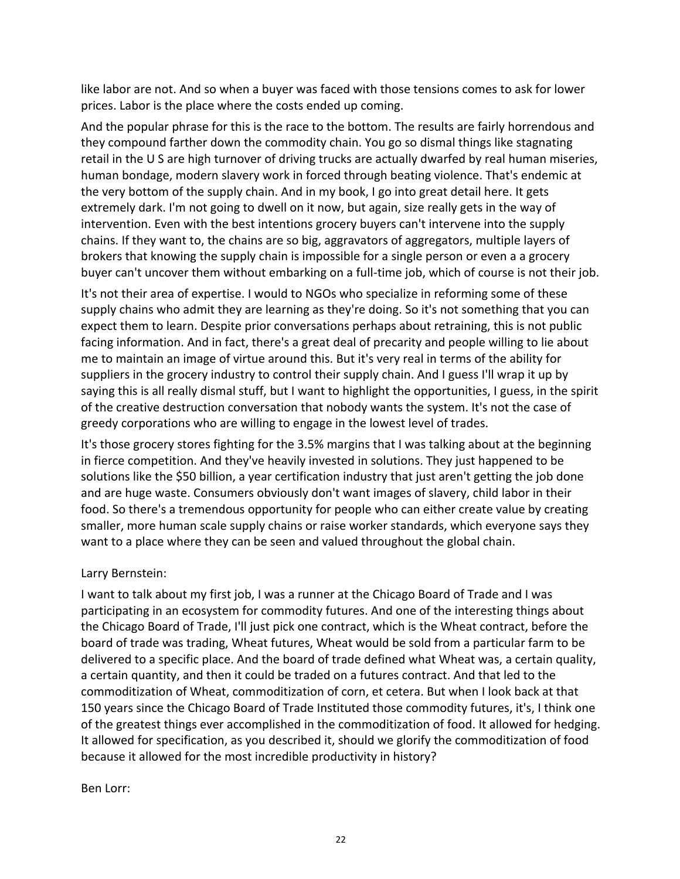like labor are not. And so when a buyer was faced with those tensions comes to ask for lower prices. Labor is the place where the costs ended up coming.

And the popular phrase for this is the race to the bottom. The results are fairly horrendous and they compound farther down the commodity chain. You go so dismal things like stagnating retail in the U S are high turnover of driving trucks are actually dwarfed by real human miseries, human bondage, modern slavery work in forced through beating violence. That's endemic at the very bottom of the supply chain. And in my book, I go into great detail here. It gets extremely dark. I'm not going to dwell on it now, but again, size really gets in the way of intervention. Even with the best intentions grocery buyers can't intervene into the supply chains. If they want to, the chains are so big, aggravators of aggregators, multiple layers of brokers that knowing the supply chain is impossible for a single person or even a a grocery buyer can't uncover them without embarking on a full-time job, which of course is not their job.

It's not their area of expertise. I would to NGOs who specialize in reforming some of these supply chains who admit they are learning as they're doing. So it's not something that you can expect them to learn. Despite prior conversations perhaps about retraining, this is not public facing information. And in fact, there's a great deal of precarity and people willing to lie about me to maintain an image of virtue around this. But it's very real in terms of the ability for suppliers in the grocery industry to control their supply chain. And I guess I'll wrap it up by saying this is all really dismal stuff, but I want to highlight the opportunities, I guess, in the spirit of the creative destruction conversation that nobody wants the system. It's not the case of greedy corporations who are willing to engage in the lowest level of trades.

It's those grocery stores fighting for the 3.5% margins that I was talking about at the beginning in fierce competition. And they've heavily invested in solutions. They just happened to be solutions like the $50 billion, a year certification industry that just aren't getting the job done and are huge waste. Consumers obviously don't want images of slavery, child labor in their food. So there's a tremendous opportunity for people who can either create value by creating smaller, more human scale supply chains or raise worker standards, which everyone says they want to a place where they can be seen and valued throughout the global chain.

Larry Bernstein:

I want to talk about my first job, I was a runner at the Chicago Board of Trade and I was participating in an ecosystem for commodity futures. And one of the interesting things about the Chicago Board of Trade, I'll just pick one contract, which is the Wheat contract, before the board of trade was trading, Wheat futures, Wheat would be sold from a particular farm to be delivered to a specific place. And the board of trade defined what Wheat was, a certain quality, a certain quantity, and then it could be traded on a futures contract. And that led to the commoditization of Wheat, commoditization of corn, et cetera. But when I look back at that 150 years since the Chicago Board of Trade Instituted those commodity futures, it's, I think one of the greatest things ever accomplished in the commoditization of food. It allowed for hedging. It allowed for specification, as you described it, should we glorify the commoditization of food because it allowed for the most incredible productivity in history?

Ben Lorr: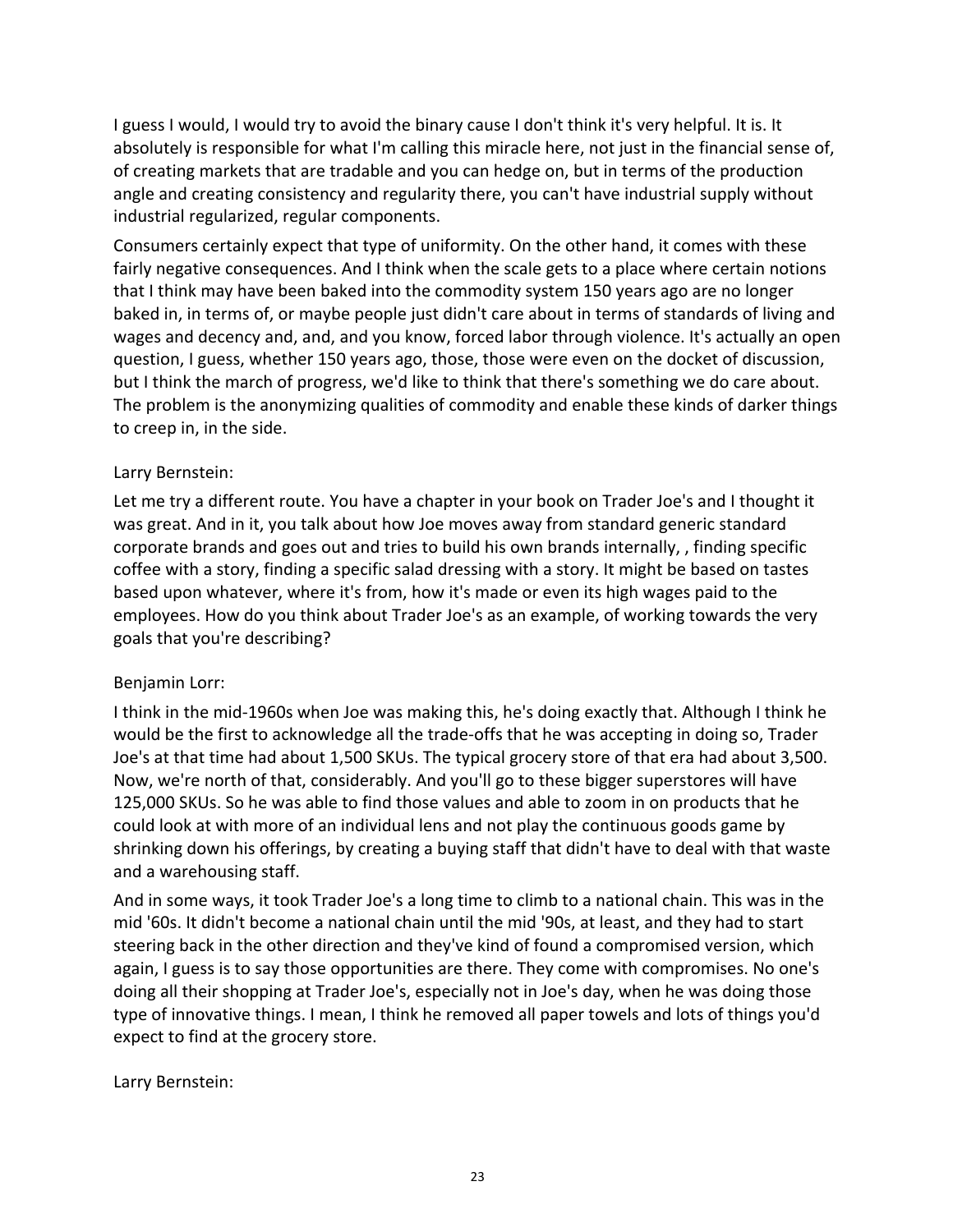I guess I would, I would try to avoid the binary cause I don't think it's very helpful. It is. It absolutely is responsible for what I'm calling this miracle here, not just in the financial sense of, of creating markets that are tradable and you can hedge on, but in terms of the production angle and creating consistency and regularity there, you can't have industrial supply without industrial regularized, regular components.

Consumers certainly expect that type of uniformity. On the other hand, it comes with these fairly negative consequences. And I think when the scale gets to a place where certain notions that I think may have been baked into the commodity system 150 years ago are no longer baked in, in terms of, or maybe people just didn't care about in terms of standards of living and wages and decency and, and, and you know, forced labor through violence. It's actually an open question, I guess, whether 150 years ago, those, those were even on the docket of discussion, but I think the march of progress, we'd like to think that there's something we do care about. The problem is the anonymizing qualities of commodity and enable these kinds of darker things to creep in, in the side.

Larry Bernstein:

Let me try a different route. You have a chapter in your book on Trader Joe's and I thought it was great. And in it, you talk about how Joe moves away from standard generic standard corporate brands and goes out and tries to build his own brands internally, , finding specific coffee with a story, finding a specific salad dressing with a story. It might be based on tastes based upon whatever, where it's from, how it's made or even its high wages paid to the employees. How do you think about Trader Joe's as an example, of working towards the very goals that you're describing?

Benjamin Lorr:

I think in the mid-1960s when Joe was making this, he's doing exactly that. Although I think he would be the first to acknowledge all the trade-offs that he was accepting in doing so, Trader Joe's at that time had about 1,500 SKUs. The typical grocery store of that era had about 3,500. Now, we're north of that, considerably. And you'll go to these bigger superstores will have 125,000 SKUs. So he was able to find those values and able to zoom in on products that he could look at with more of an individual lens and not play the continuous goods game by shrinking down his offerings, by creating a buying staff that didn't have to deal with that waste and a warehousing staff.

And in some ways, it took Trader Joe's a long time to climb to a national chain. This was in the mid '60s. It didn't become a national chain until the mid '90s, at least, and they had to start steering back in the other direction and they've kind of found a compromised version, which again, I guess is to say those opportunities are there. They come with compromises. No one's doing all their shopping at Trader Joe's, especially not in Joe's day, when he was doing those type of innovative things. I mean, I think he removed all paper towels and lots of things you'd expect to find at the grocery store.

Larry Bernstein: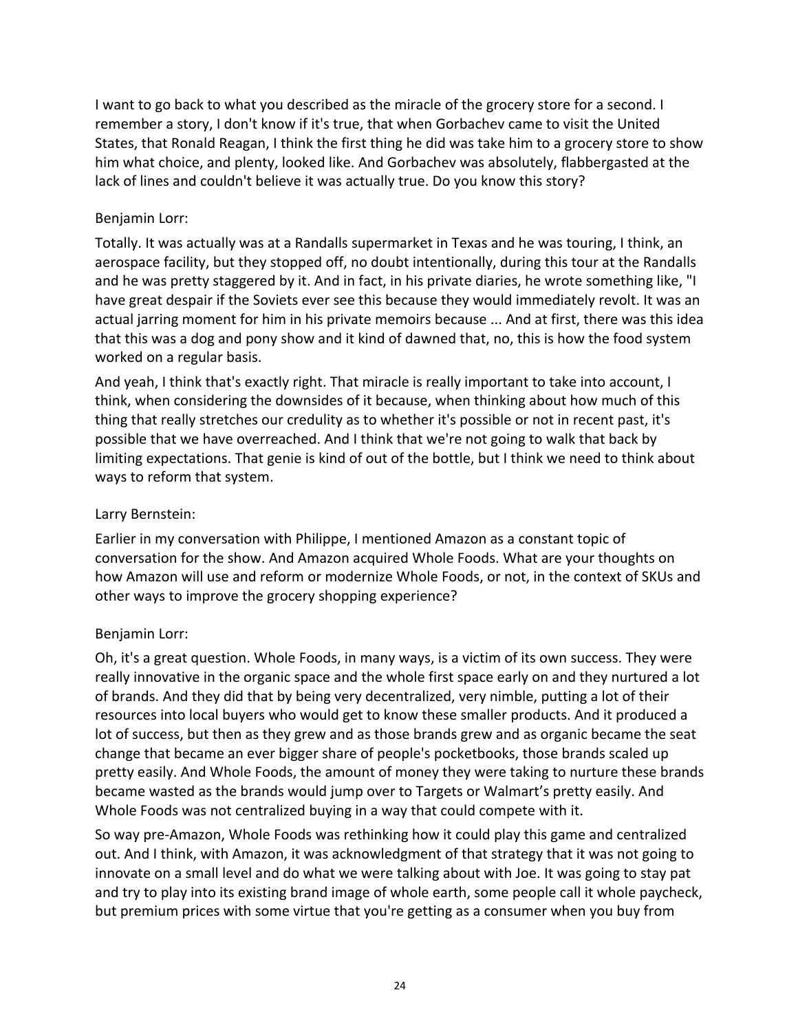I want to go back to what you described as the miracle of the grocery store for a second. I remember a story, I don't know if it's true, that when Gorbachev came to visit the United States, that Ronald Reagan, I think the first thing he did was take him to a grocery store to show him what choice, and plenty, looked like. And Gorbachev was absolutely, flabbergasted at the lack of lines and couldn't believe it was actually true. Do you know this story?

Benjamin Lorr:

Totally. It was actually was at a Randalls supermarket in Texas and he was touring, I think, an aerospace facility, but they stopped off, no doubt intentionally, during this tour at the Randalls and he was pretty staggered by it. And in fact, in his private diaries, he wrote something like, "I have great despair if the Soviets ever see this because they would immediately revolt. It was an actual jarring moment for him in his private memoirs because ... And at first, there was this idea that this was a dog and pony show and it kind of dawned that, no, this is how the food system worked on a regular basis.

And yeah, I think that's exactly right. That miracle is really important to take into account, I think, when considering the downsides of it because, when thinking about how much of this thing that really stretches our credulity as to whether it's possible or not in recent past, it's possible that we have overreached. And I think that we're not going to walk that back by limiting expectations. That genie is kind of out of the bottle, but I think we need to think about ways to reform that system.

Larry Bernstein:

Earlier in my conversation with Philippe, I mentioned Amazon as a constant topic of conversation for the show. And Amazon acquired Whole Foods. What are your thoughts on how Amazon will use and reform or modernize Whole Foods, or not, in the context of SKUs and other ways to improve the grocery shopping experience?

Benjamin Lorr:

Oh, it's a great question. Whole Foods, in many ways, is a victim of its own success. They were really innovative in the organic space and the whole first space early on and they nurtured a lot of brands. And they did that by being very decentralized, very nimble, putting a lot of their resources into local buyers who would get to know these smaller products. And it produced a lot of success, but then as they grew and as those brands grew and as organic became the seat change that became an ever bigger share of people's pocketbooks, those brands scaled up pretty easily. And Whole Foods, the amount of money they were taking to nurture these brands became wasted as the brands would jump over to Targets or Walmart's pretty easily. And Whole Foods was not centralized buying in a way that could compete with it.

So way pre-Amazon, Whole Foods was rethinking how it could play this game and centralized out. And I think, with Amazon, it was acknowledgment of that strategy that it was not going to innovate on a small level and do what we were talking about with Joe. It was going to stay pat and try to play into its existing brand image of whole earth, some people call it whole paycheck, but premium prices with some virtue that you're getting as a consumer when you buy from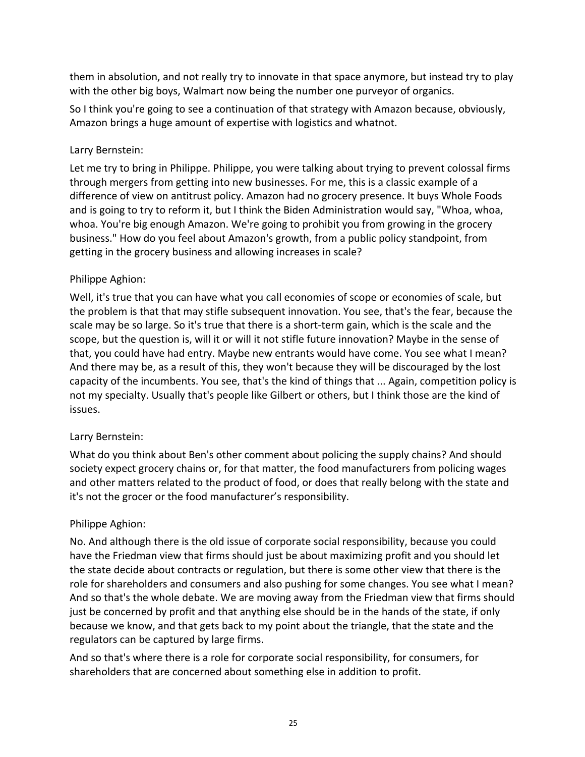them in absolution, and not really try to innovate in that space anymore, but instead try to play with the other big boys, Walmart now being the number one purveyor of organics.

So I think you're going to see a continuation of that strategy with Amazon because, obviously, Amazon brings a huge amount of expertise with logistics and whatnot.

Larry Bernstein:

Let me try to bring in Philippe. Philippe, you were talking about trying to prevent colossal firms through mergers from getting into new businesses. For me, this is a classic example of a difference of view on antitrust policy. Amazon had no grocery presence. It buys Whole Foods and is going to try to reform it, but I think the Biden Administration would say, "Whoa, whoa, whoa. You're big enough Amazon. We're going to prohibit you from growing in the grocery business." How do you feel about Amazon's growth, from a public policy standpoint, from getting in the grocery business and allowing increases in scale?

Philippe Aghion:

Well, it's true that you can have what you call economies of scope or economies of scale, but the problem is that that may stifle subsequent innovation. You see, that's the fear, because the scale may be so large. So it's true that there is a short-term gain, which is the scale and the scope, but the question is, will it or will it not stifle future innovation? Maybe in the sense of that, you could have had entry. Maybe new entrants would have come. You see what I mean? And there may be, as a result of this, they won't because they will be discouraged by the lost capacity of the incumbents. You see, that's the kind of things that ... Again, competition policy is not my specialty. Usually that's people like Gilbert or others, but I think those are the kind of issues.

Larry Bernstein:

What do you think about Ben's other comment about policing the supply chains? And should society expect grocery chains or, for that matter, the food manufacturers from policing wages and other matters related to the product of food, or does that really belong with the state and it's not the grocer or the food manufacturer's responsibility.

Philippe Aghion:

No. And although there is the old issue of corporate social responsibility, because you could have the Friedman view that firms should just be about maximizing profit and you should let the state decide about contracts or regulation, but there is some other view that there is the role for shareholders and consumers and also pushing for some changes. You see what I mean? And so that's the whole debate. We are moving away from the Friedman view that firms should just be concerned by profit and that anything else should be in the hands of the state, if only because we know, and that gets back to my point about the triangle, that the state and the regulators can be captured by large firms.

And so that's where there is a role for corporate social responsibility, for consumers, for shareholders that are concerned about something else in addition to profit.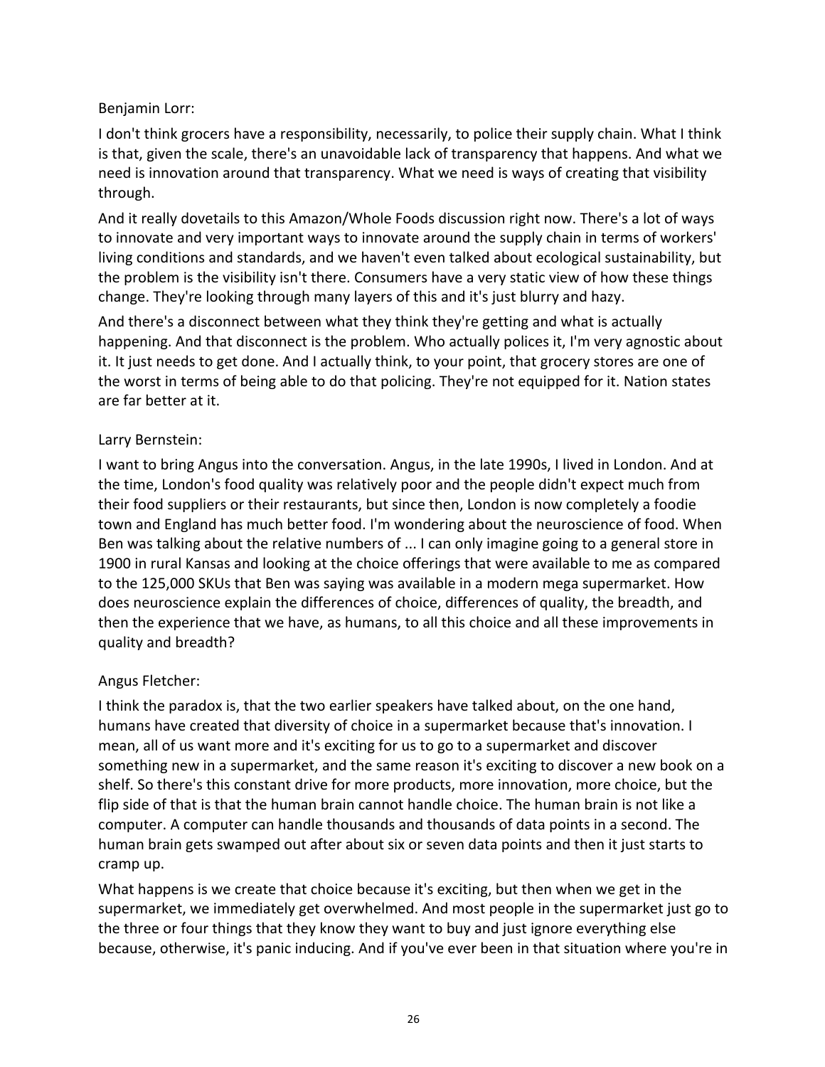Benjamin Lorr:

I don't think grocers have a responsibility, necessarily, to police their supply chain. What I think is that, given the scale, there's an unavoidable lack of transparency that happens. And what we need is innovation around that transparency. What we need is ways of creating that visibility through.

And it really dovetails to this Amazon/Whole Foods discussion right now. There's a lot of ways to innovate and very important ways to innovate around the supply chain in terms of workers' living conditions and standards, and we haven't even talked about ecological sustainability, but the problem is the visibility isn't there. Consumers have a very static view of how these things change. They're looking through many layers of this and it's just blurry and hazy.

And there's a disconnect between what they think they're getting and what is actually happening. And that disconnect is the problem. Who actually polices it, I'm very agnostic about it. It just needs to get done. And I actually think, to your point, that grocery stores are one of the worst in terms of being able to do that policing. They're not equipped for it. Nation states are far better at it.

Larry Bernstein:

I want to bring Angus into the conversation. Angus, in the late 1990s, I lived in London. And at the time, London's food quality was relatively poor and the people didn't expect much from their food suppliers or their restaurants, but since then, London is now completely a foodie town and England has much better food. I'm wondering about the neuroscience of food. When Ben was talking about the relative numbers of ... I can only imagine going to a general store in 1900 in rural Kansas and looking at the choice offerings that were available to me as compared to the 125,000 SKUs that Ben was saying was available in a modern mega supermarket. How does neuroscience explain the differences of choice, differences of quality, the breadth, and then the experience that we have, as humans, to all this choice and all these improvements in quality and breadth?

Angus Fletcher:

I think the paradox is, that the two earlier speakers have talked about, on the one hand, humans have created that diversity of choice in a supermarket because that's innovation. I mean, all of us want more and it's exciting for us to go to a supermarket and discover something new in a supermarket, and the same reason it's exciting to discover a new book on a shelf. So there's this constant drive for more products, more innovation, more choice, but the flip side of that is that the human brain cannot handle choice. The human brain is not like a computer. A computer can handle thousands and thousands of data points in a second. The human brain gets swamped out after about six or seven data points and then it just starts to cramp up.

What happens is we create that choice because it's exciting, but then when we get in the supermarket, we immediately get overwhelmed. And most people in the supermarket just go to the three or four things that they know they want to buy and just ignore everything else because, otherwise, it's panic inducing. And if you've ever been in that situation where you're in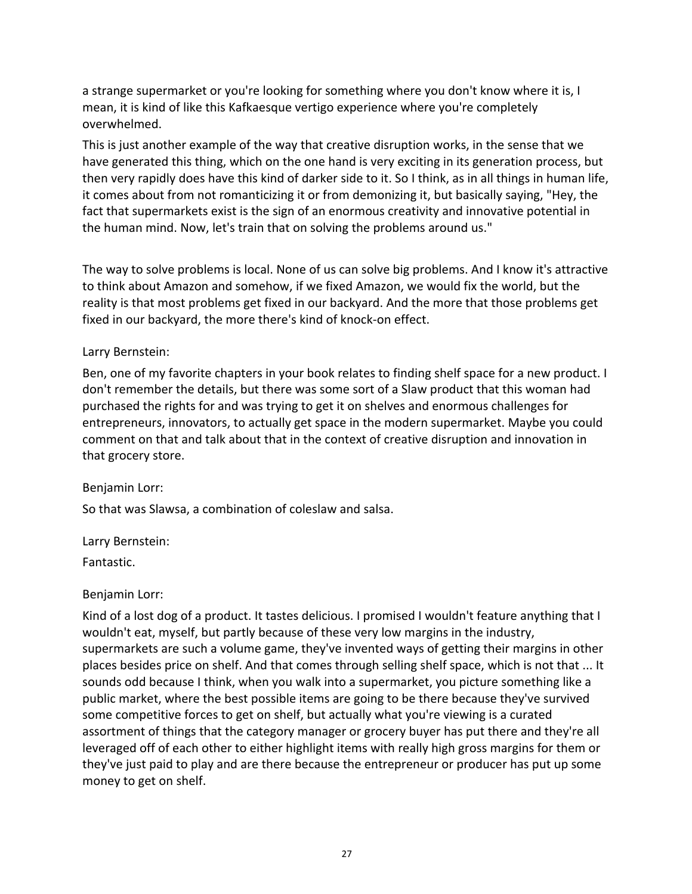a strange supermarket or you're looking for something where you don't know where it is, I mean, it is kind of like this Kafkaesque vertigo experience where you're completely overwhelmed.

This is just another example of the way that creative disruption works, in the sense that we have generated this thing, which on the one hand is very exciting in its generation process, but then very rapidly does have this kind of darker side to it. So I think, as in all things in human life, it comes about from not romanticizing it or from demonizing it, but basically saying, "Hey, the fact that supermarkets exist is the sign of an enormous creativity and innovative potential in the human mind. Now, let's train that on solving the problems around us."

The way to solve problems is local. None of us can solve big problems. And I know it's attractive to think about Amazon and somehow, if we fixed Amazon, we would fix the world, but the reality is that most problems get fixed in our backyard. And the more that those problems get fixed in our backyard, the more there's kind of knock-on effect.

Larry Bernstein:

Ben, one of my favorite chapters in your book relates to finding shelf space for a new product. I don't remember the details, but there was some sort of a Slaw product that this woman had purchased the rights for and was trying to get it on shelves and enormous challenges for entrepreneurs, innovators, to actually get space in the modern supermarket. Maybe you could comment on that and talk about that in the context of creative disruption and innovation in that grocery store.

Benjamin Lorr:

So that was Slawsa, a combination of coleslaw and salsa.

Larry Bernstein:

Fantastic.

Benjamin Lorr:

Kind of a lost dog of a product. It tastes delicious. I promised I wouldn't feature anything that I wouldn't eat, myself, but partly because of these very low margins in the industry, supermarkets are such a volume game, they've invented ways of getting their margins in other places besides price on shelf. And that comes through selling shelf space, which is not that ... It sounds odd because I think, when you walk into a supermarket, you picture something like a public market, where the best possible items are going to be there because they've survived some competitive forces to get on shelf, but actually what you're viewing is a curated assortment of things that the category manager or grocery buyer has put there and they're all leveraged off of each other to either highlight items with really high gross margins for them or they've just paid to play and are there because the entrepreneur or producer has put up some money to get on shelf.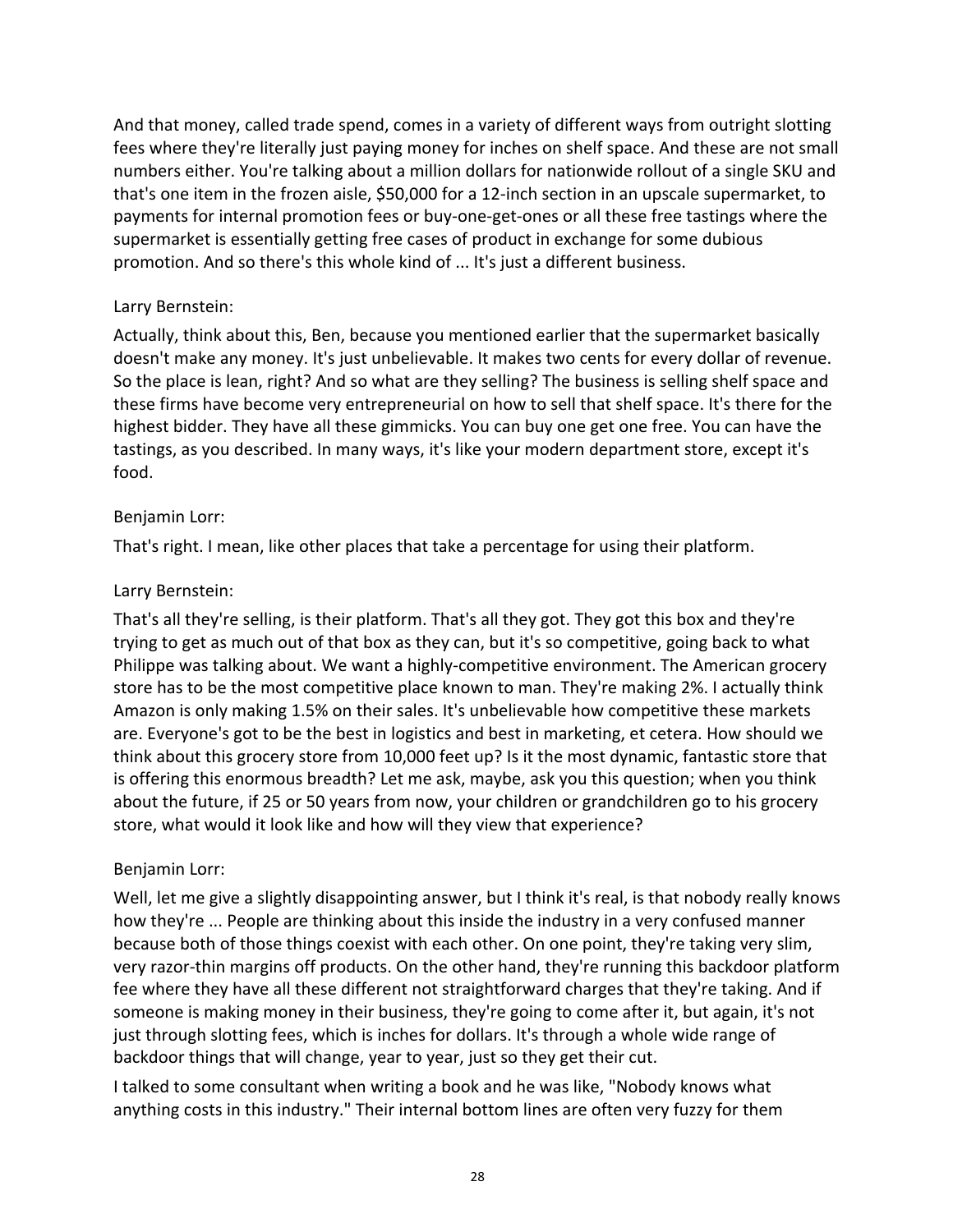And that money, called trade spend, comes in a variety of different ways from outright slotting fees where they're literally just paying money for inches on shelf space. And these are not small numbers either. You're talking about a million dollars for nationwide rollout of a single SKU and that's one item in the frozen aisle, $50,000 for a 12-inch section in an upscale supermarket, to payments for internal promotion fees or buy-one-get-ones or all these free tastings where the supermarket is essentially getting free cases of product in exchange for some dubious promotion. And so there's this whole kind of ... It's just a different business.

Larry Bernstein:

Actually, think about this, Ben, because you mentioned earlier that the supermarket basically doesn't make any money. It's just unbelievable. It makes two cents for every dollar of revenue. So the place is lean, right? And so what are they selling? The business is selling shelf space and these firms have become very entrepreneurial on how to sell that shelf space. It's there for the highest bidder. They have all these gimmicks. You can buy one get one free. You can have the tastings, as you described. In many ways, it's like your modern department store, except it's food.

Benjamin Lorr:

That's right. I mean, like other places that take a percentage for using their platform.

Larry Bernstein:

That's all they're selling, is their platform. That's all they got. They got this box and they're trying to get as much out of that box as they can, but it's so competitive, going back to what Philippe was talking about. We want a highly-competitive environment. The American grocery store has to be the most competitive place known to man. They're making 2%. I actually think Amazon is only making 1.5% on their sales. It's unbelievable how competitive these markets are. Everyone's got to be the best in logistics and best in marketing, et cetera. How should we think about this grocery store from 10,000 feet up? Is it the most dynamic, fantastic store that is offering this enormous breadth? Let me ask, maybe, ask you this question; when you think about the future, if 25 or 50 years from now, your children or grandchildren go to his grocery store, what would it look like and how will they view that experience?

Benjamin Lorr:

Well, let me give a slightly disappointing answer, but I think it's real, is that nobody really knows how they're ... People are thinking about this inside the industry in a very confused manner because both of those things coexist with each other. On one point, they're taking very slim, very razor-thin margins off products. On the other hand, they're running this backdoor platform fee where they have all these different not straightforward charges that they're taking. And if someone is making money in their business, they're going to come after it, but again, it's not just through slotting fees, which is inches for dollars. It's through a whole wide range of backdoor things that will change, year to year, just so they get their cut.

I talked to some consultant when writing a book and he was like, "Nobody knows what anything costs in this industry." Their internal bottom lines are often very fuzzy for them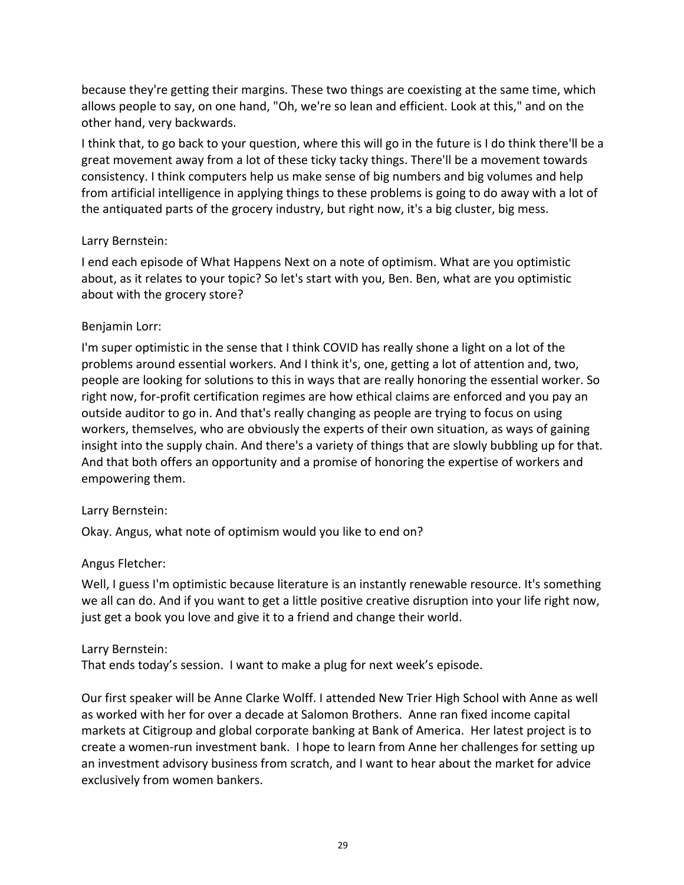because they're getting their margins. These two things are coexisting at the same time, which allows people to say, on one hand, "Oh, we're so lean and efficient. Look at this," and on the other hand, very backwards.

I think that, to go back to your question, where this will go in the future is I do think there'll be a great movement away from a lot of these ticky tacky things. There'll be a movement towards consistency. I think computers help us make sense of big numbers and big volumes and help from artificial intelligence in applying things to these problems is going to do away with a lot of the antiquated parts of the grocery industry, but right now, it's a big cluster, big mess.

Larry Bernstein:

I end each episode of What Happens Next on a note of optimism. What are you optimistic about, as it relates to your topic? So let's start with you, Ben. Ben, what are you optimistic about with the grocery store?

Benjamin Lorr:

I'm super optimistic in the sense that I think COVID has really shone a light on a lot of the problems around essential workers. And I think it's, one, getting a lot of attention and, two, people are looking for solutions to this in ways that are really honoring the essential worker. So right now, for-profit certification regimes are how ethical claims are enforced and you pay an outside auditor to go in. And that's really changing as people are trying to focus on using workers, themselves, who are obviously the experts of their own situation, as ways of gaining insight into the supply chain. And there's a variety of things that are slowly bubbling up for that. And that both offers an opportunity and a promise of honoring the expertise of workers and empowering them.

Larry Bernstein:

Okay. Angus, what note of optimism would you like to end on?

Angus Fletcher:

Well, I guess I'm optimistic because literature is an instantly renewable resource. It's something we all can do. And if you want to get a little positive creative disruption into your life right now, just get a book you love and give it to a friend and change their world.

Larry Bernstein:

That ends today's session. I want to make a plug for next week's episode.

Our first speaker will be Anne Clarke Wolff. I attended New Trier High School with Anne as well as worked with her for over a decade at Salomon Brothers. Anne ran fixed income capital markets at Citigroup and global corporate banking at Bank of America. Her latest project is to create a women-run investment bank. I hope to learn from Anne her challenges for setting up an investment advisory business from scratch, and I want to hear about the market for advice exclusively from women bankers.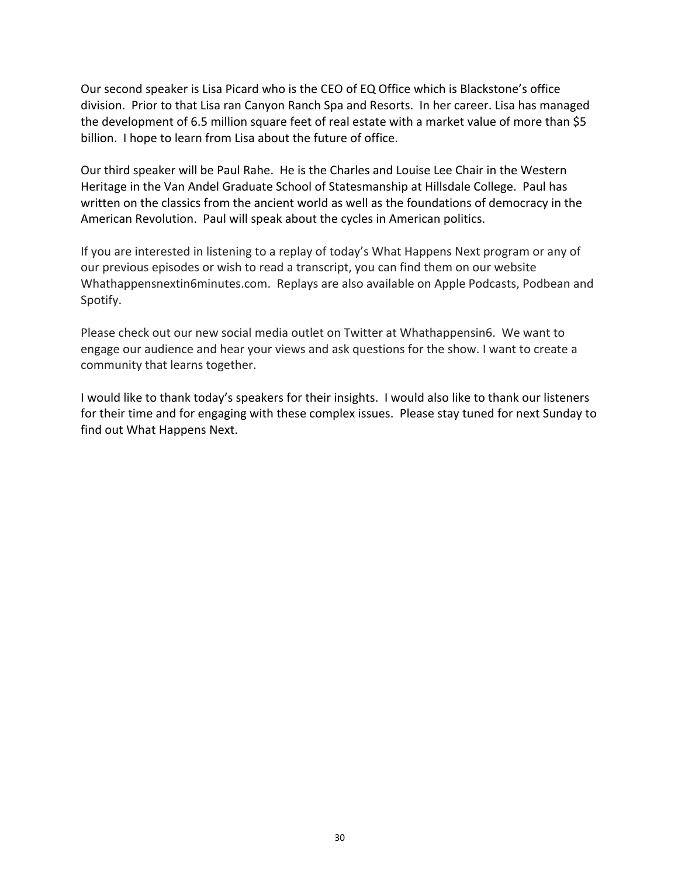Our second speaker is Lisa Picard who is the CEO of EQ Office which is Blackstone's office division. Prior to that Lisa ran Canyon Ranch Spa and Resorts. In her career. Lisa has managed the development of 6.5 million square feet of real estate with a market value of more than $5 billion. I hope to learn from Lisa about the future of office.

Our third speaker will be Paul Rahe. He is the Charles and Louise Lee Chair in the Western Heritage in the Van Andel Graduate School of Statesmanship at Hillsdale College. Paul has written on the classics from the ancient world as well as the foundations of democracy in the American Revolution. Paul will speak about the cycles in American politics.

If you are interested in listening to a replay of today's What Happens Next program or any of our previous episodes or wish to read a transcript, you can find them on our website Whathappensnextin6minutes.com. Replays are also available on Apple Podcasts, Podbean and Spotify.

Please check out our new social media outlet on Twitter at Whathappensin6. We want to engage our audience and hear your views and ask questions for the show. I want to create a community that learns together.

I would like to thank today's speakers for their insights. I would also like to thank our listeners for their time and for engaging with these complex issues. Please stay tuned for next Sunday to find out What Happens Next.